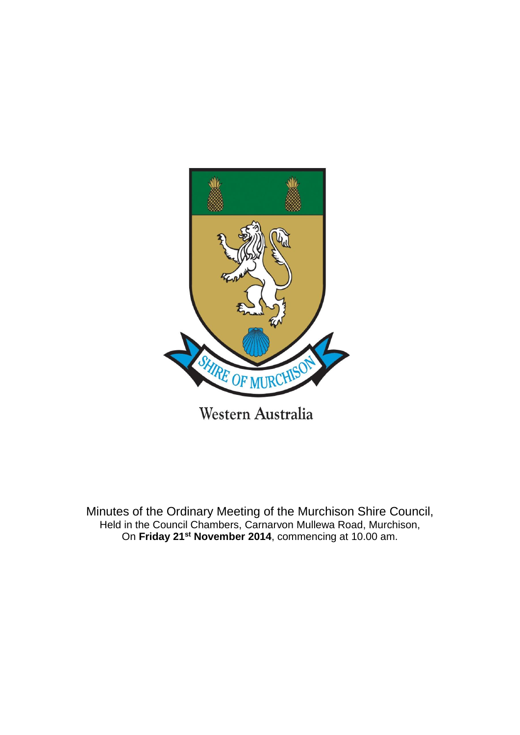SHIRE OF MURCHISON

Western Australia

Minutes of the Ordinary Meeting of the Murchison Shire Council,
Held in the Council Chambers, Carnarvon Mullewa Road, Murchison,
On **Friday 21st November 2014**, commencing at 10.00 am.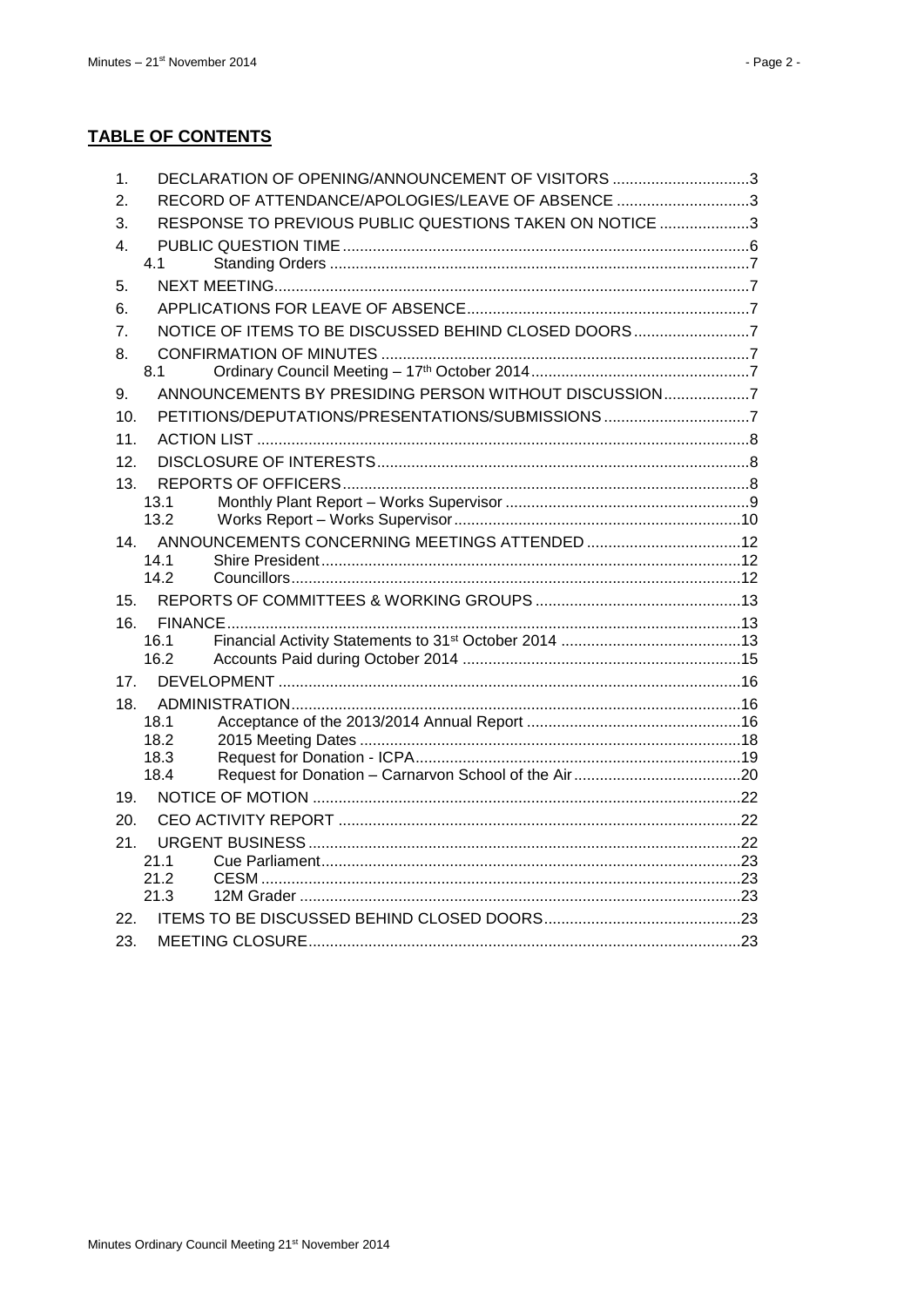## TABLE OF CONTENTS

1. DECLARATION OF OPENING/ANNOUNCEMENT OF VISITORS ................................3
2. RECORD OF ATTENDANCE/APOLOGIES/LEAVE OF ABSENCE ...............................3
3. RESPONSE TO PREVIOUS PUBLIC QUESTIONS TAKEN ON NOTICE .....................3
4. PUBLIC QUESTION TIME ..............................................................................................6
   - 4.1 Standing Orders ..................................................................................................7
5. NEXT MEETING..............................................................................................................7
6. APPLICATIONS FOR LEAVE OF ABSENCE..................................................................7
7. NOTICE OF ITEMS TO BE DISCUSSED BEHIND CLOSED DOORS...........................7
8. CONFIRMATION OF MINUTES .....................................................................................7
   - 8.1 Ordinary Council Meeting – 17th October 2014...................................................7
9. ANNOUNCEMENTS BY PRESIDING PERSON WITHOUT DISCUSSION....................7
10. PETITIONS/DEPUTATIONS/PRESENTATIONS/SUBMISSIONS ..................................7
11. ACTION LIST ..................................................................................................................8
12. DISCLOSURE OF INTERESTS......................................................................................8
13. REPORTS OF OFFICERS..............................................................................................8
    - 13.1 Monthly Plant Report – Works Supervisor .........................................................9
    - 13.2 Works Report – Works Supervisor...................................................................10
14. ANNOUNCEMENTS CONCERNING MEETINGS ATTENDED ....................................12
    - 14.1 Shire President.................................................................................................12
    - 14.2 Councillors........................................................................................................12
15. REPORTS OF COMMITTEES & WORKING GROUPS ................................................13
16. FINANCE.......................................................................................................................13
    - 16.1 Financial Activity Statements to 31st October 2014 ..........................................13
    - 16.2 Accounts Paid during October 2014 ................................................................15
17. DEVELOPMENT ...........................................................................................................16
18. ADMINISTRATION........................................................................................................16
    - 18.1 Acceptance of the 2013/2014 Annual Report .................................................16
    - 18.2 2015 Meeting Dates ........................................................................................18
    - 18.3 Request for Donation - ICPA...........................................................................19
    - 18.4 Request for Donation – Carnarvon School of the Air.......................................20
19. NOTICE OF MOTION ...................................................................................................22
20. CEO ACTIVITY REPORT .............................................................................................22
21. URGENT BUSINESS....................................................................................................22
    - 21.1 Cue Parliament.................................................................................................23
    - 21.2 CESM ...............................................................................................................23
    - 21.3 12M Grader ......................................................................................................23
22. ITEMS TO BE DISCUSSED BEHIND CLOSED DOORS..............................................23
23. MEETING CLOSURE....................................................................................................23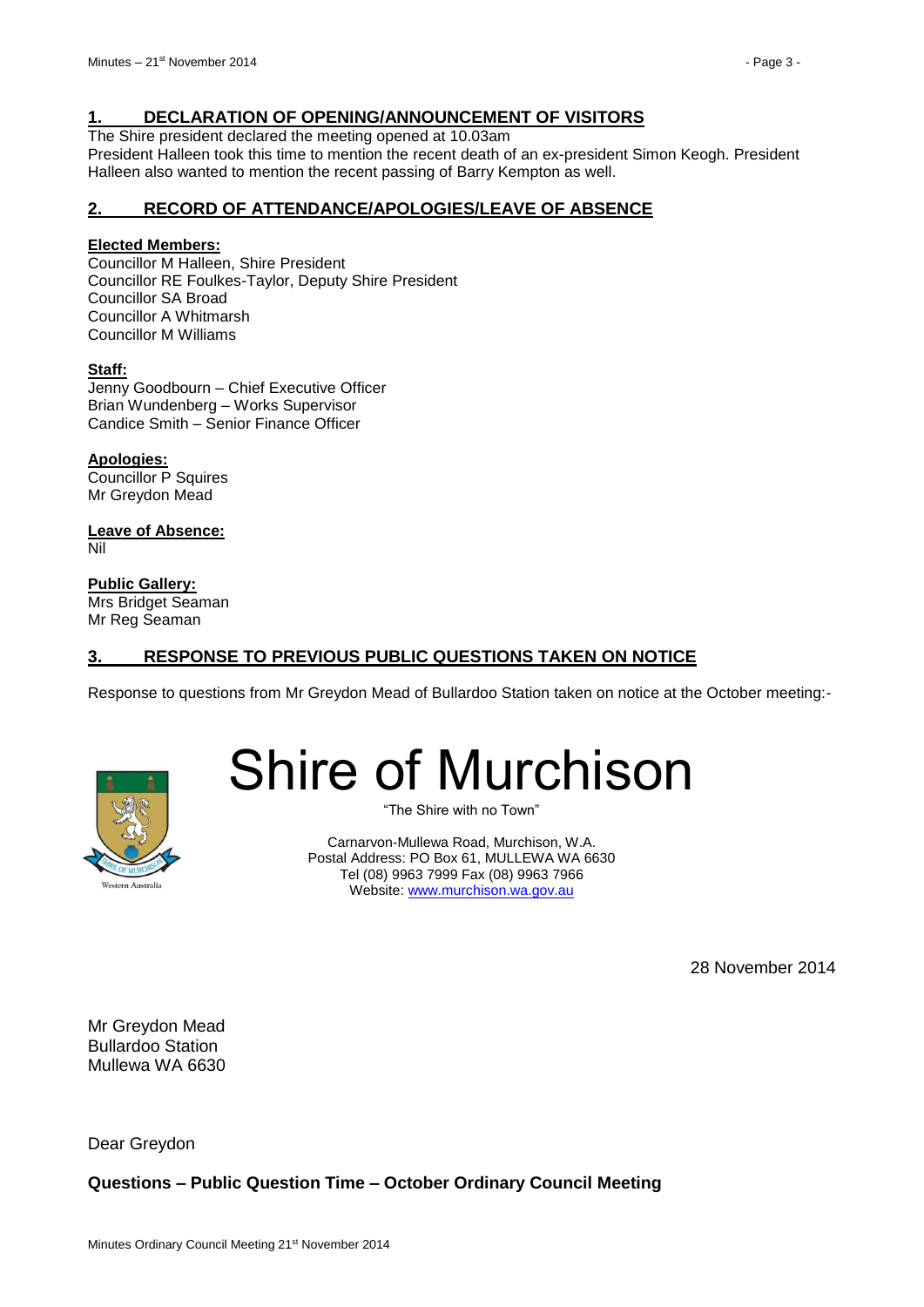## 1. DECLARATION OF OPENING/ANNOUNCEMENT OF VISITORS

The Shire president declared the meeting opened at 10.03am

President Halleen took this time to mention the recent death of an ex-president Simon Keogh. President Halleen also wanted to mention the recent passing of Barry Kempton as well.

## 2. RECORD OF ATTENDANCE/APOLOGIES/LEAVE OF ABSENCE

**Elected Members:**

Councillor M Halleen, Shire President
Councillor RE Foulkes-Taylor, Deputy Shire President
Councillor SA Broad
Councillor A Whitmarsh
Councillor M Williams

**Staff:**

Jenny Goodbourn – Chief Executive Officer
Brian Wundenberg – Works Supervisor
Candice Smith – Senior Finance Officer

**Apologies:**

Councillor P Squires
Mr Greydon Mead

**Leave of Absence:**

Nil

**Public Gallery:**

Mrs Bridget Seaman
Mr Reg Seaman

## 3. RESPONSE TO PREVIOUS PUBLIC QUESTIONS TAKEN ON NOTICE

Response to questions from Mr Greydon Mead of Bullardoo Station taken on notice at the October meeting:-

# Shire of Murchison

"The Shire with no Town"

Carnarvon-Mullewa Road, Murchison, W.A.
Postal Address: PO Box 61, MULLEWA WA 6630
Tel (08) 9963 7999 Fax (08) 9963 7966
Website: www.murchison.wa.gov.au

28 November 2014

Mr Greydon Mead
Bullardoo Station
Mullewa WA 6630

Dear Greydon

**Questions – Public Question Time – October Ordinary Council Meeting**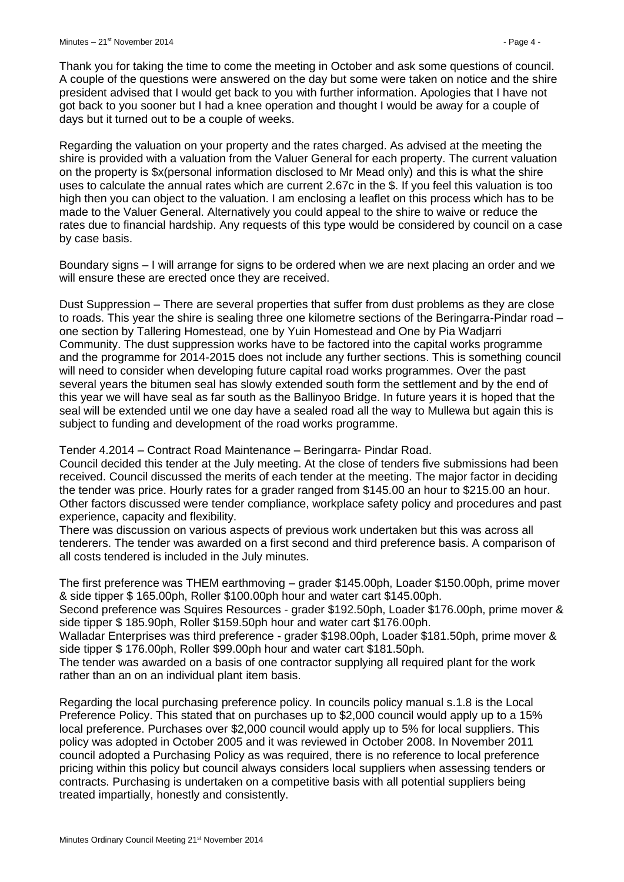Thank you for taking the time to come the meeting in October and ask some questions of council. A couple of the questions were answered on the day but some were taken on notice and the shire president advised that I would get back to you with further information. Apologies that I have not got back to you sooner but I had a knee operation and thought I would be away for a couple of days but it turned out to be a couple of weeks.

Regarding the valuation on your property and the rates charged. As advised at the meeting the shire is provided with a valuation from the Valuer General for each property. The current valuation on the property is $x(personal information disclosed to Mr Mead only) and this is what the shire uses to calculate the annual rates which are current 2.67c in the $. If you feel this valuation is too high then you can object to the valuation. I am enclosing a leaflet on this process which has to be made to the Valuer General. Alternatively you could appeal to the shire to waive or reduce the rates due to financial hardship. Any requests of this type would be considered by council on a case by case basis.

Boundary signs – I will arrange for signs to be ordered when we are next placing an order and we will ensure these are erected once they are received.

Dust Suppression – There are several properties that suffer from dust problems as they are close to roads. This year the shire is sealing three one kilometre sections of the Beringarra-Pindar road – one section by Tallering Homestead, one by Yuin Homestead and One by Pia Wadjarri Community. The dust suppression works have to be factored into the capital works programme and the programme for 2014-2015 does not include any further sections. This is something council will need to consider when developing future capital road works programmes. Over the past several years the bitumen seal has slowly extended south form the settlement and by the end of this year we will have seal as far south as the Ballinyoo Bridge. In future years it is hoped that the seal will be extended until we one day have a sealed road all the way to Mullewa but again this is subject to funding and development of the road works programme.

Tender 4.2014 – Contract Road Maintenance – Beringarra- Pindar Road.
Council decided this tender at the July meeting. At the close of tenders five submissions had been received. Council discussed the merits of each tender at the meeting. The major factor in deciding the tender was price. Hourly rates for a grader ranged from $145.00 an hour to $215.00 an hour. Other factors discussed were tender compliance, workplace safety policy and procedures and past experience, capacity and flexibility.
There was discussion on various aspects of previous work undertaken but this was across all tenderers. The tender was awarded on a first second and third preference basis. A comparison of all costs tendered is included in the July minutes.

The first preference was THEM earthmoving – grader $145.00ph, Loader $150.00ph, prime mover & side tipper $ 165.00ph, Roller $100.00ph hour and water cart $145.00ph.
Second preference was Squires Resources - grader $192.50ph, Loader $176.00ph, prime mover & side tipper $ 185.90ph, Roller $159.50ph hour and water cart $176.00ph.
Walladar Enterprises was third preference - grader $198.00ph, Loader $181.50ph, prime mover & side tipper $ 176.00ph, Roller $99.00ph hour and water cart $181.50ph.
The tender was awarded on a basis of one contractor supplying all required plant for the work rather than an on an individual plant item basis.

Regarding the local purchasing preference policy. In councils policy manual s.1.8 is the Local Preference Policy. This stated that on purchases up to $2,000 council would apply up to a 15% local preference. Purchases over $2,000 council would apply up to 5% for local suppliers. This policy was adopted in October 2005 and it was reviewed in October 2008. In November 2011 council adopted a Purchasing Policy as was required, there is no reference to local preference pricing within this policy but council always considers local suppliers when assessing tenders or contracts. Purchasing is undertaken on a competitive basis with all potential suppliers being treated impartially, honestly and consistently.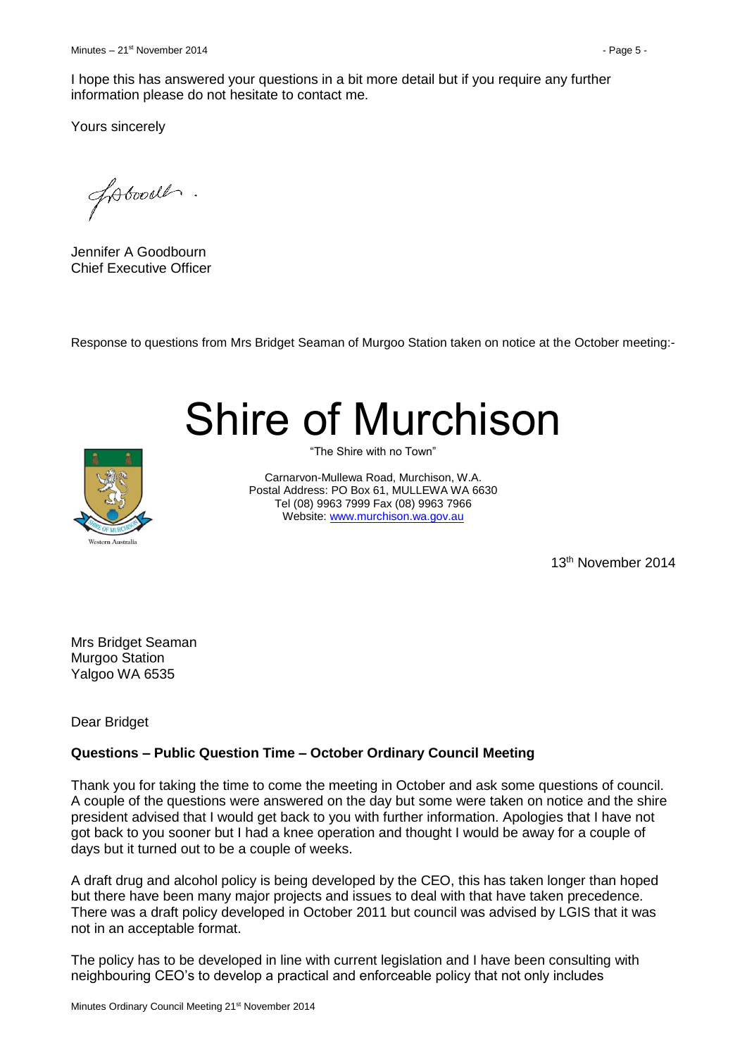I hope this has answered your questions in a bit more detail but if you require any further information please do not hesitate to contact me.

Yours sincerely

Jennifer A Goodbourn
Chief Executive Officer

Response to questions from Mrs Bridget Seaman of Murgoo Station taken on notice at the October meeting:-

# Shire of Murchison

"The Shire with no Town"

Carnarvon-Mullewa Road, Murchison, W.A.
Postal Address: PO Box 61, MULLEWA WA 6630
Tel (08) 9963 7999 Fax (08) 9963 7966
Website: www.murchison.wa.gov.au

13th November 2014

Mrs Bridget Seaman
Murgoo Station
Yalgoo WA 6535

Dear Bridget

**Questions – Public Question Time – October Ordinary Council Meeting**

Thank you for taking the time to come the meeting in October and ask some questions of council. A couple of the questions were answered on the day but some were taken on notice and the shire president advised that I would get back to you with further information. Apologies that I have not got back to you sooner but I had a knee operation and thought I would be away for a couple of days but it turned out to be a couple of weeks.

A draft drug and alcohol policy is being developed by the CEO, this has taken longer than hoped but there have been many major projects and issues to deal with that have taken precedence. There was a draft policy developed in October 2011 but council was advised by LGIS that it was not in an acceptable format.

The policy has to be developed in line with current legislation and I have been consulting with neighbouring CEO's to develop a practical and enforceable policy that not only includes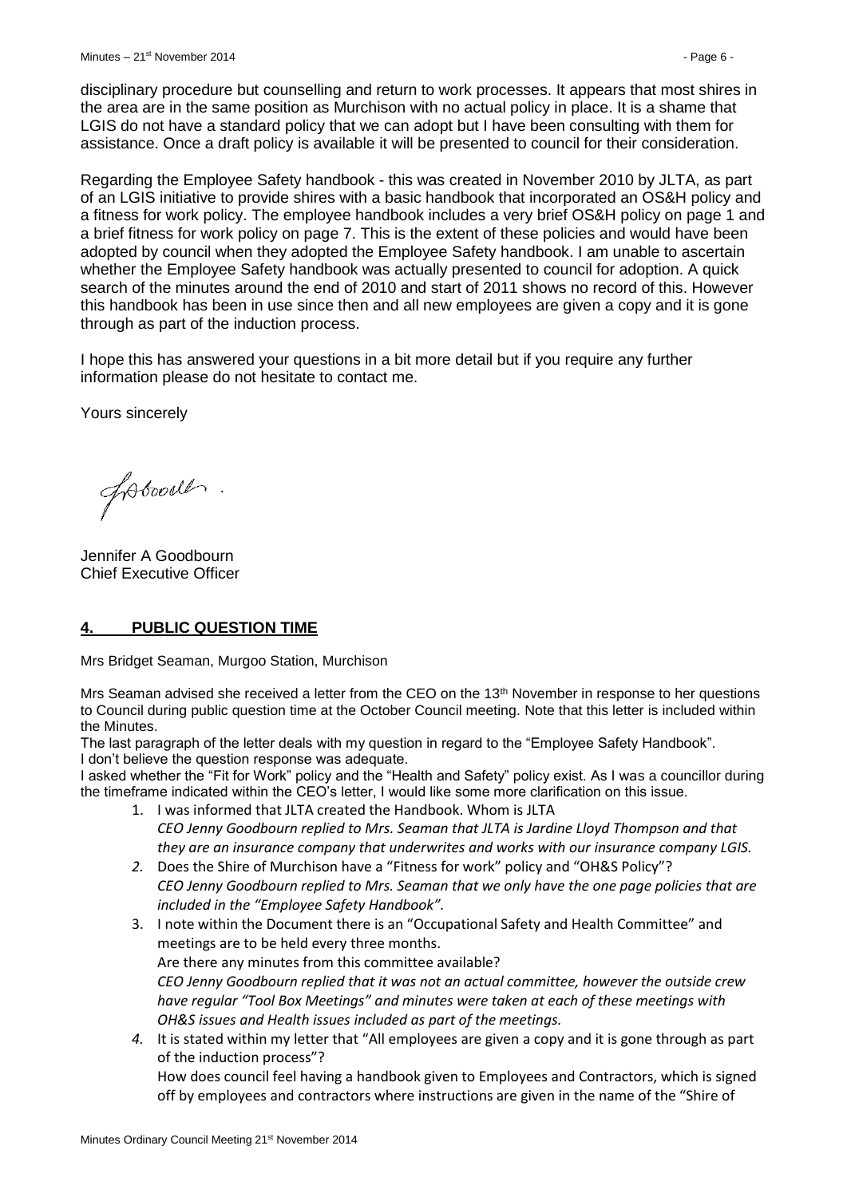disciplinary procedure but counselling and return to work processes. It appears that most shires in the area are in the same position as Murchison with no actual policy in place. It is a shame that LGIS do not have a standard policy that we can adopt but I have been consulting with them for assistance. Once a draft policy is available it will be presented to council for their consideration.

Regarding the Employee Safety handbook - this was created in November 2010 by JLTA, as part of an LGIS initiative to provide shires with a basic handbook that incorporated an OS&H policy and a fitness for work policy. The employee handbook includes a very brief OS&H policy on page 1 and a brief fitness for work policy on page 7. This is the extent of these policies and would have been adopted by council when they adopted the Employee Safety handbook. I am unable to ascertain whether the Employee Safety handbook was actually presented to council for adoption. A quick search of the minutes around the end of 2010 and start of 2011 shows no record of this. However this handbook has been in use since then and all new employees are given a copy and it is gone through as part of the induction process.

I hope this has answered your questions in a bit more detail but if you require any further information please do not hesitate to contact me.

Yours sincerely

Jennifer A Goodbourn
Chief Executive Officer

## 4. PUBLIC QUESTION TIME

Mrs Bridget Seaman, Murgoo Station, Murchison

Mrs Seaman advised she received a letter from the CEO on the 13th November in response to her questions to Council during public question time at the October Council meeting. Note that this letter is included within the Minutes.

The last paragraph of the letter deals with my question in regard to the "Employee Safety Handbook".
I don't believe the question response was adequate.

I asked whether the "Fit for Work" policy and the "Health and Safety" policy exist. As I was a councillor during the timeframe indicated within the CEO's letter, I would like some more clarification on this issue.

1. I was informed that JLTA created the Handbook. Whom is JLTA
   *CEO Jenny Goodbourn replied to Mrs. Seaman that JLTA is Jardine Lloyd Thompson and that they are an insurance company that underwrites and works with our insurance company LGIS.*
2. Does the Shire of Murchison have a "Fitness for work" policy and "OH&S Policy"?
   *CEO Jenny Goodbourn replied to Mrs. Seaman that we only have the one page policies that are included in the "Employee Safety Handbook".*
3. I note within the Document there is an "Occupational Safety and Health Committee" and meetings are to be held every three months.
   Are there any minutes from this committee available?
   *CEO Jenny Goodbourn replied that it was not an actual committee, however the outside crew have regular "Tool Box Meetings" and minutes were taken at each of these meetings with OH&S issues and Health issues included as part of the meetings.*
4. It is stated within my letter that "All employees are given a copy and it is gone through as part of the induction process"?
   How does council feel having a handbook given to Employees and Contractors, which is signed off by employees and contractors where instructions are given in the name of the "Shire of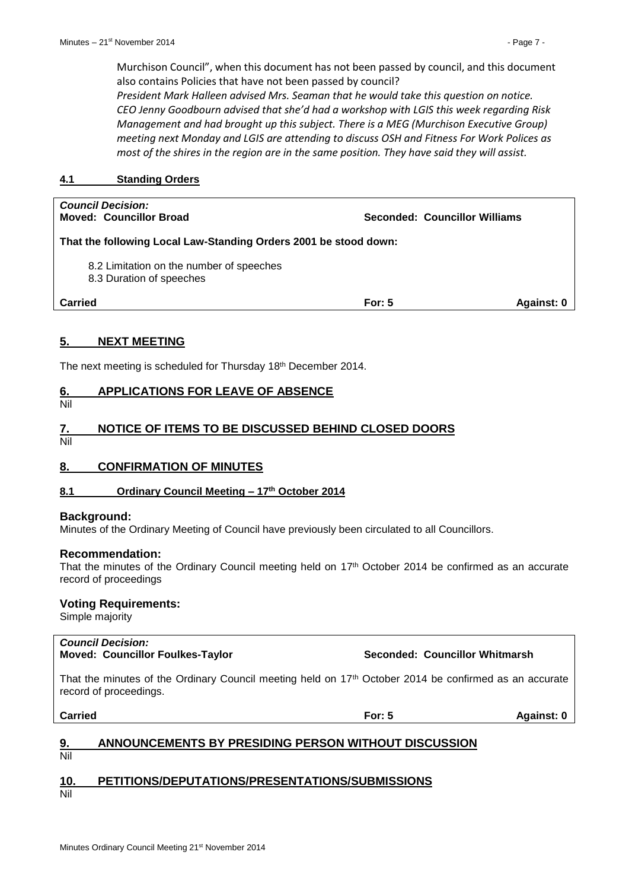Murchison Council", when this document has not been passed by council, and this document also contains Policies that have not been passed by council?

*President Mark Halleen advised Mrs. Seaman that he would take this question on notice. CEO Jenny Goodbourn advised that she'd had a workshop with LGIS this week regarding Risk Management and had brought up this subject. There is a MEG (Murchison Executive Group) meeting next Monday and LGIS are attending to discuss OSH and Fitness For Work Polices as most of the shires in the region are in the same position. They have said they will assist.*

### 4.1 Standing Orders

***Council Decision:***
**Moved: Councillor Broad** **Seconded: Councillor Williams**

**That the following Local Law-Standing Orders 2001 be stood down:**

8.2 Limitation on the number of speeches
8.3 Duration of speeches

**Carried** **For: 5** **Against: 0**

## 5. NEXT MEETING

The next meeting is scheduled for Thursday 18th December 2014.

## 6. APPLICATIONS FOR LEAVE OF ABSENCE

Nil

## 7. NOTICE OF ITEMS TO BE DISCUSSED BEHIND CLOSED DOORS

Nil

## 8. CONFIRMATION OF MINUTES

### 8.1 Ordinary Council Meeting – 17th October 2014

**Background:**
Minutes of the Ordinary Meeting of Council have previously been circulated to all Councillors.

**Recommendation:**
That the minutes of the Ordinary Council meeting held on 17th October 2014 be confirmed as an accurate record of proceedings

**Voting Requirements:**
Simple majority

***Council Decision:***
**Moved: Councillor Foulkes-Taylor** **Seconded: Councillor Whitmarsh**

That the minutes of the Ordinary Council meeting held on 17th October 2014 be confirmed as an accurate record of proceedings.

**Carried** **For: 5** **Against: 0**

## 9. ANNOUNCEMENTS BY PRESIDING PERSON WITHOUT DISCUSSION

Nil

## 10. PETITIONS/DEPUTATIONS/PRESENTATIONS/SUBMISSIONS

Nil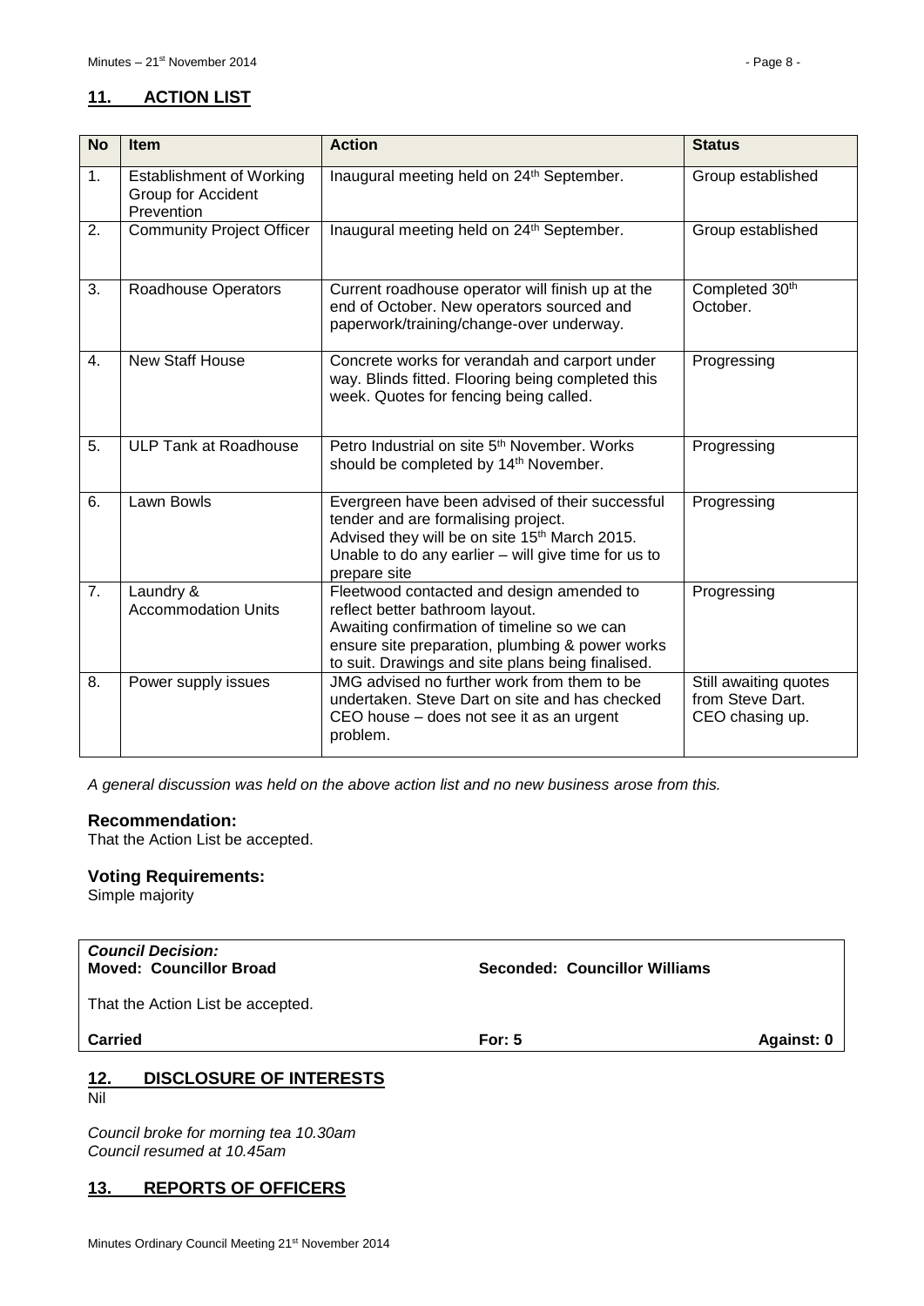## 11. ACTION LIST

| No | Item | Action | Status |
|---|---|---|---|
| 1. | Establishment of Working Group for Accident Prevention | Inaugural meeting held on 24th September. | Group established |
| 2. | Community Project Officer | Inaugural meeting held on 24th September. | Group established |
| 3. | Roadhouse Operators | Current roadhouse operator will finish up at the end of October. New operators sourced and paperwork/training/change-over underway. | Completed 30th October. |
| 4. | New Staff House | Concrete works for verandah and carport under way. Blinds fitted. Flooring being completed this week. Quotes for fencing being called. | Progressing |
| 5. | ULP Tank at Roadhouse | Petro Industrial on site 5th November. Works should be completed by 14th November. | Progressing |
| 6. | Lawn Bowls | Evergreen have been advised of their successful tender and are formalising project. Advised they will be on site 15th March 2015. Unable to do any earlier – will give time for us to prepare site | Progressing |
| 7. | Laundry & Accommodation Units | Fleetwood contacted and design amended to reflect better bathroom layout. Awaiting confirmation of timeline so we can ensure site preparation, plumbing & power works to suit. Drawings and site plans being finalised. | Progressing |
| 8. | Power supply issues | JMG advised no further work from them to be undertaken. Steve Dart on site and has checked CEO house – does not see it as an urgent problem. | Still awaiting quotes from Steve Dart. CEO chasing up. |

*A general discussion was held on the above action list and no new business arose from this.*

### Recommendation:
That the Action List be accepted.

### Voting Requirements:
Simple majority

***Council Decision:***
**Moved: Councillor Broad** **Seconded: Councillor Williams**

That the Action List be accepted.

**Carried** **For: 5** **Against: 0**

## 12. DISCLOSURE OF INTERESTS
Nil

*Council broke for morning tea 10.30am*
*Council resumed at 10.45am*

## 13. REPORTS OF OFFICERS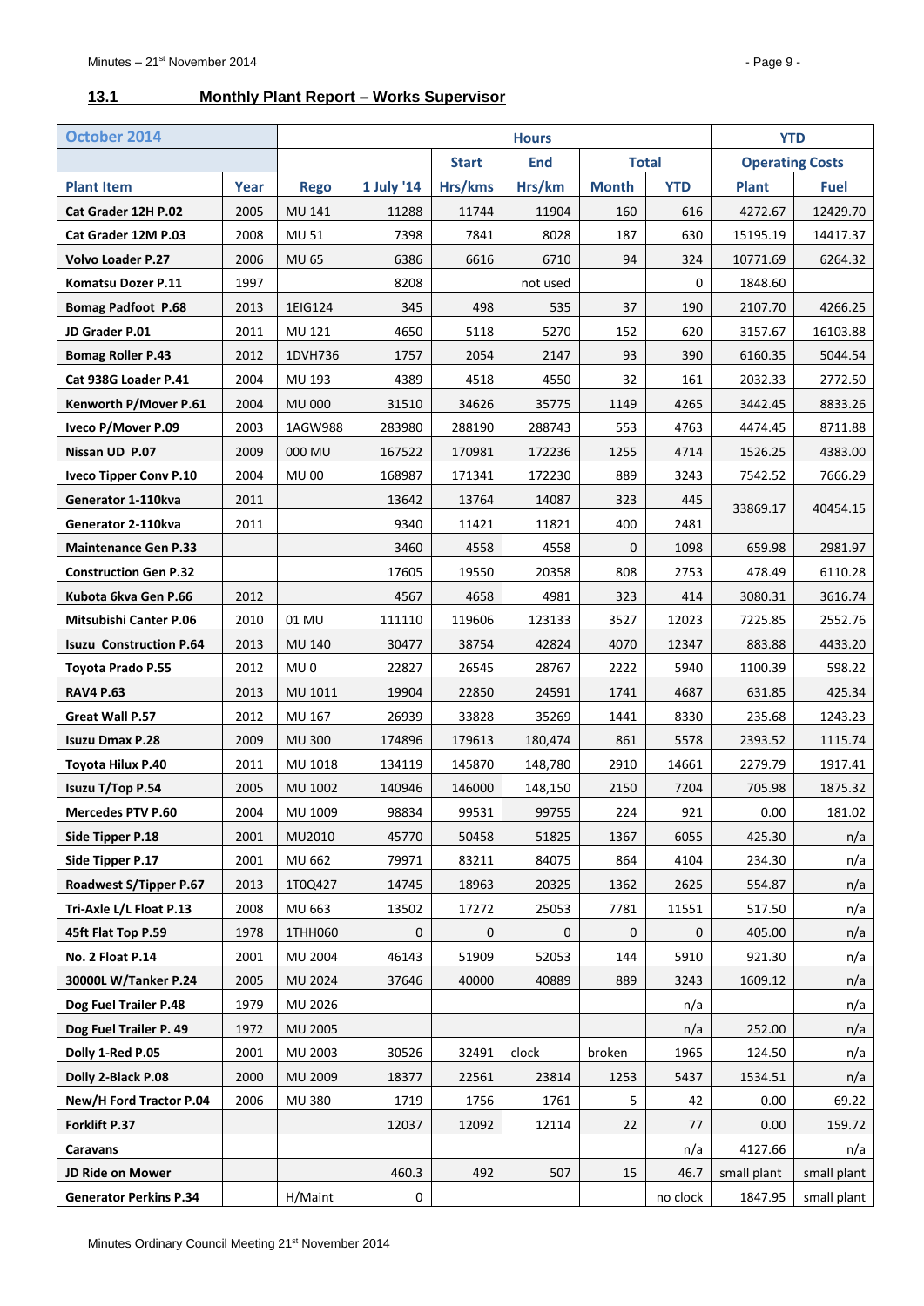## 13.1 Monthly Plant Report – Works Supervisor

| October 2014 | | | Hours | | | | | YTD | |
|---|---|---|---|---|---|---|---|---|---|
| | | | | Start | End | Total | | Operating Costs | |
| Plant Item | Year | Rego | 1 July '14 | Hrs/kms | Hrs/km | Month | YTD | Plant | Fuel |
| Cat Grader 12H P.02 | 2005 | MU 141 | 11288 | 11744 | 11904 | 160 | 616 | 4272.67 | 12429.70 |
| Cat Grader 12M P.03 | 2008 | MU 51 | 7398 | 7841 | 8028 | 187 | 630 | 15195.19 | 14417.37 |
| Volvo Loader P.27 | 2006 | MU 65 | 6386 | 6616 | 6710 | 94 | 324 | 10771.69 | 6264.32 |
| Komatsu Dozer P.11 | 1997 | | 8208 | | not used | | 0 | 1848.60 | |
| Bomag Padfoot P.68 | 2013 | 1EIG124 | 345 | 498 | 535 | 37 | 190 | 2107.70 | 4266.25 |
| JD Grader P.01 | 2011 | MU 121 | 4650 | 5118 | 5270 | 152 | 620 | 3157.67 | 16103.88 |
| Bomag Roller P.43 | 2012 | 1DVH736 | 1757 | 2054 | 2147 | 93 | 390 | 6160.35 | 5044.54 |
| Cat 938G Loader P.41 | 2004 | MU 193 | 4389 | 4518 | 4550 | 32 | 161 | 2032.33 | 2772.50 |
| Kenworth P/Mover P.61 | 2004 | MU 000 | 31510 | 34626 | 35775 | 1149 | 4265 | 3442.45 | 8833.26 |
| Iveco P/Mover P.09 | 2003 | 1AGW988 | 283980 | 288190 | 288743 | 553 | 4763 | 4474.45 | 8711.88 |
| Nissan UD P.07 | 2009 | 000 MU | 167522 | 170981 | 172236 | 1255 | 4714 | 1526.25 | 4383.00 |
| Iveco Tipper Conv P.10 | 2004 | MU 00 | 168987 | 171341 | 172230 | 889 | 3243 | 7542.52 | 7666.29 |
| Generator 1-110kva | 2011 | | 13642 | 13764 | 14087 | 323 | 445 | 33869.17 | 40454.15 |
| Generator 2-110kva | 2011 | | 9340 | 11421 | 11821 | 400 | 2481 | | |
| Maintenance Gen P.33 | | | 3460 | 4558 | 4558 | 0 | 1098 | 659.98 | 2981.97 |
| Construction Gen P.32 | | | 17605 | 19550 | 20358 | 808 | 2753 | 478.49 | 6110.28 |
| Kubota 6kva Gen P.66 | 2012 | | 4567 | 4658 | 4981 | 323 | 414 | 3080.31 | 3616.74 |
| Mitsubishi Canter P.06 | 2010 | 01 MU | 111110 | 119606 | 123133 | 3527 | 12023 | 7225.85 | 2552.76 |
| Isuzu Construction P.64 | 2013 | MU 140 | 30477 | 38754 | 42824 | 4070 | 12347 | 883.88 | 4433.20 |
| Toyota Prado P.55 | 2012 | MU 0 | 22827 | 26545 | 28767 | 2222 | 5940 | 1100.39 | 598.22 |
| RAV4 P.63 | 2013 | MU 1011 | 19904 | 22850 | 24591 | 1741 | 4687 | 631.85 | 425.34 |
| Great Wall P.57 | 2012 | MU 167 | 26939 | 33828 | 35269 | 1441 | 8330 | 235.68 | 1243.23 |
| Isuzu Dmax P.28 | 2009 | MU 300 | 174896 | 179613 | 180,474 | 861 | 5578 | 2393.52 | 1115.74 |
| Toyota Hilux P.40 | 2011 | MU 1018 | 134119 | 145870 | 148,780 | 2910 | 14661 | 2279.79 | 1917.41 |
| Isuzu T/Top P.54 | 2005 | MU 1002 | 140946 | 146000 | 148,150 | 2150 | 7204 | 705.98 | 1875.32 |
| Mercedes PTV P.60 | 2004 | MU 1009 | 98834 | 99531 | 99755 | 224 | 921 | 0.00 | 181.02 |
| Side Tipper P.18 | 2001 | MU2010 | 45770 | 50458 | 51825 | 1367 | 6055 | 425.30 | n/a |
| Side Tipper P.17 | 2001 | MU 662 | 79971 | 83211 | 84075 | 864 | 4104 | 234.30 | n/a |
| Roadwest S/Tipper P.67 | 2013 | 1T0Q427 | 14745 | 18963 | 20325 | 1362 | 2625 | 554.87 | n/a |
| Tri-Axle L/L Float P.13 | 2008 | MU 663 | 13502 | 17272 | 25053 | 7781 | 11551 | 517.50 | n/a |
| 45ft Flat Top P.59 | 1978 | 1THH060 | 0 | 0 | 0 | 0 | 0 | 405.00 | n/a |
| No. 2 Float P.14 | 2001 | MU 2004 | 46143 | 51909 | 52053 | 144 | 5910 | 921.30 | n/a |
| 30000L W/Tanker P.24 | 2005 | MU 2024 | 37646 | 40000 | 40889 | 889 | 3243 | 1609.12 | n/a |
| Dog Fuel Trailer P.48 | 1979 | MU 2026 | | | | | n/a | | n/a |
| Dog Fuel Trailer P. 49 | 1972 | MU 2005 | | | | | n/a | 252.00 | n/a |
| Dolly 1-Red P.05 | 2001 | MU 2003 | 30526 | 32491 | clock | broken | 1965 | 124.50 | n/a |
| Dolly 2-Black P.08 | 2000 | MU 2009 | 18377 | 22561 | 23814 | 1253 | 5437 | 1534.51 | n/a |
| New/H Ford Tractor P.04 | 2006 | MU 380 | 1719 | 1756 | 1761 | 5 | 42 | 0.00 | 69.22 |
| Forklift P.37 | | | 12037 | 12092 | 12114 | 22 | 77 | 0.00 | 159.72 |
| Caravans | | | | | | | n/a | 4127.66 | n/a |
| JD Ride on Mower | | | 460.3 | 492 | 507 | 15 | 46.7 | small plant | small plant |
| Generator Perkins P.34 | | H/Maint | 0 | | | | no clock | 1847.95 | small plant |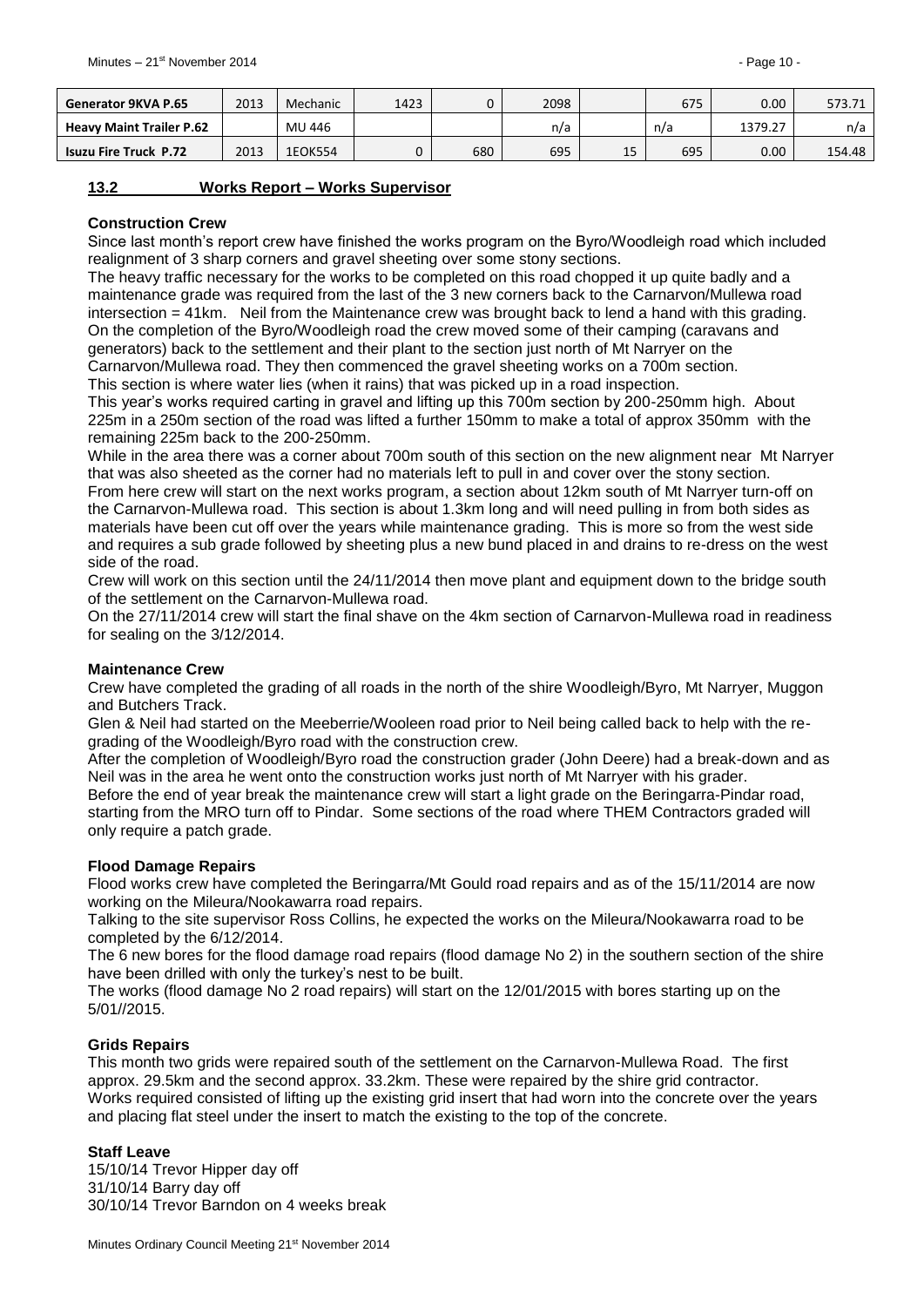| | | | | | | | | | |
|---|---|---|---|---|---|---|---|---|---|
| **Generator 9KVA P.65** | 2013 | Mechanic | 1423 | 0 | 2098 | | 675 | 0.00 | 573.71 |
| **Heavy Maint Trailer P.62** | | MU 446 | | | n/a | | n/a | 1379.27 | n/a |
| **Isuzu Fire Truck P.72** | 2013 | 1EOK554 | 0 | 680 | 695 | 15 | 695 | 0.00 | 154.48 |

## 13.2 Works Report – Works Supervisor

### Construction Crew

Since last month's report crew have finished the works program on the Byro/Woodleigh road which included realignment of 3 sharp corners and gravel sheeting over some stony sections.

The heavy traffic necessary for the works to be completed on this road chopped it up quite badly and a maintenance grade was required from the last of the 3 new corners back to the Carnarvon/Mullewa road intersection = 41km. Neil from the Maintenance crew was brought back to lend a hand with this grading.

On the completion of the Byro/Woodleigh road the crew moved some of their camping (caravans and generators) back to the settlement and their plant to the section just north of Mt Narryer on the Carnarvon/Mullewa road. They then commenced the gravel sheeting works on a 700m section.

This section is where water lies (when it rains) that was picked up in a road inspection.

This year's works required carting in gravel and lifting up this 700m section by 200-250mm high. About 225m in a 250m section of the road was lifted a further 150mm to make a total of approx 350mm with the remaining 225m back to the 200-250mm.

While in the area there was a corner about 700m south of this section on the new alignment near Mt Narryer that was also sheeted as the corner had no materials left to pull in and cover over the stony section.

From here crew will start on the next works program, a section about 12km south of Mt Narryer turn-off on the Carnarvon-Mullewa road. This section is about 1.3km long and will need pulling in from both sides as materials have been cut off over the years while maintenance grading. This is more so from the west side and requires a sub grade followed by sheeting plus a new bund placed in and drains to re-dress on the west side of the road.

Crew will work on this section until the 24/11/2014 then move plant and equipment down to the bridge south of the settlement on the Carnarvon-Mullewa road.

On the 27/11/2014 crew will start the final shave on the 4km section of Carnarvon-Mullewa road in readiness for sealing on the 3/12/2014.

### Maintenance Crew

Crew have completed the grading of all roads in the north of the shire Woodleigh/Byro, Mt Narryer, Muggon and Butchers Track.

Glen & Neil had started on the Meeberrie/Wooleen road prior to Neil being called back to help with the re-grading of the Woodleigh/Byro road with the construction crew.

After the completion of Woodleigh/Byro road the construction grader (John Deere) had a break-down and as Neil was in the area he went onto the construction works just north of Mt Narryer with his grader.

Before the end of year break the maintenance crew will start a light grade on the Beringarra-Pindar road, starting from the MRO turn off to Pindar. Some sections of the road where THEM Contractors graded will only require a patch grade.

### Flood Damage Repairs

Flood works crew have completed the Beringarra/Mt Gould road repairs and as of the 15/11/2014 are now working on the Mileura/Nookawarra road repairs.

Talking to the site supervisor Ross Collins, he expected the works on the Mileura/Nookawarra road to be completed by the 6/12/2014.

The 6 new bores for the flood damage road repairs (flood damage No 2) in the southern section of the shire have been drilled with only the turkey's nest to be built.

The works (flood damage No 2 road repairs) will start on the 12/01/2015 with bores starting up on the 5/01//2015.

### Grids Repairs

This month two grids were repaired south of the settlement on the Carnarvon-Mullewa Road. The first approx. 29.5km and the second approx. 33.2km. These were repaired by the shire grid contractor.

Works required consisted of lifting up the existing grid insert that had worn into the concrete over the years and placing flat steel under the insert to match the existing to the top of the concrete.

### Staff Leave

15/10/14 Trevor Hipper day off
31/10/14 Barry day off
30/10/14 Trevor Barndon on 4 weeks break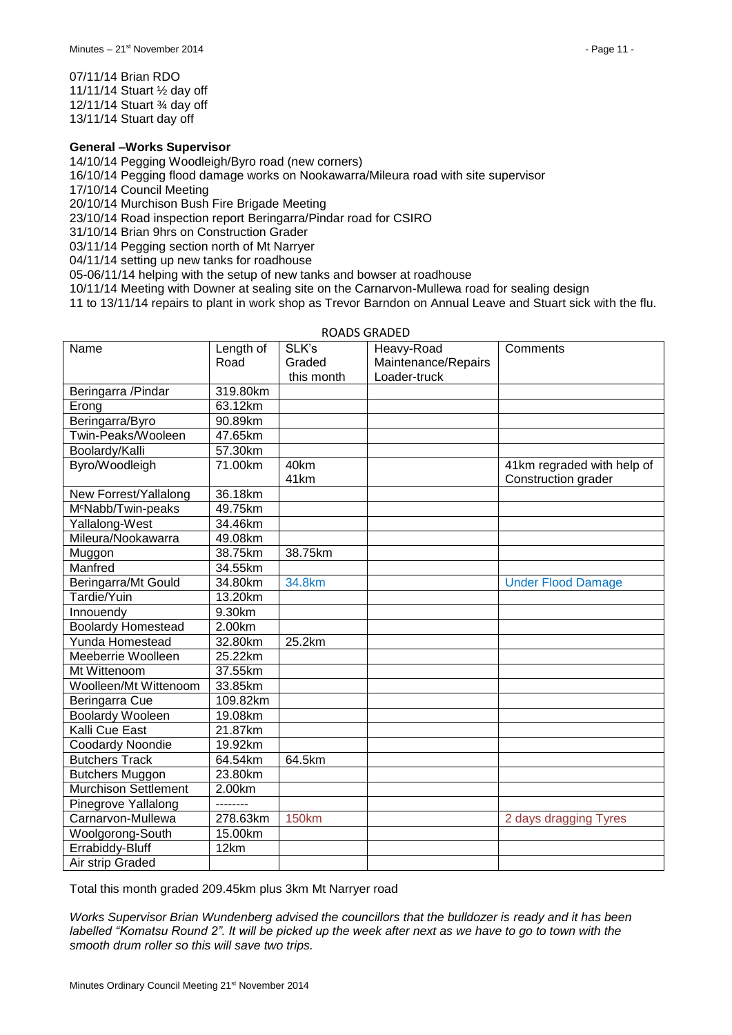07/11/14 Brian RDO
11/11/14 Stuart ½ day off
12/11/14 Stuart ¾ day off
13/11/14 Stuart day off

**General –Works Supervisor**

14/10/14 Pegging Woodleigh/Byro road (new corners)
16/10/14 Pegging flood damage works on Nookawarra/Mileura road with site supervisor
17/10/14 Council Meeting
20/10/14 Murchison Bush Fire Brigade Meeting
23/10/14 Road inspection report Beringarra/Pindar road for CSIRO
31/10/14 Brian 9hrs on Construction Grader
03/11/14 Pegging section north of Mt Narryer
04/11/14 setting up new tanks for roadhouse
05-06/11/14 helping with the setup of new tanks and bowser at roadhouse
10/11/14 Meeting with Downer at sealing site on the Carnarvon-Mullewa road for sealing design
11 to 13/11/14 repairs to plant in work shop as Trevor Barndon on Annual Leave and Stuart sick with the flu.

ROADS GRADED

| Name | Length of Road | SLK's Graded this month | Heavy-Road Maintenance/Repairs Loader-truck | Comments |
|---|---|---|---|---|
| Beringarra /Pindar | 319.80km | | | |
| Erong | 63.12km | | | |
| Beringarra/Byro | 90.89km | | | |
| Twin-Peaks/Wooleen | 47.65km | | | |
| Boolardy/Kalli | 57.30km | | | |
| Byro/Woodleigh | 71.00km | 40km 41km | | 41km regraded with help of Construction grader |
| New Forrest/Yallalong | 36.18km | | | |
| McNabb/Twin-peaks | 49.75km | | | |
| Yallalong-West | 34.46km | | | |
| Mileura/Nookawarra | 49.08km | | | |
| Muggon | 38.75km | 38.75km | | |
| Manfred | 34.55km | | | |
| Beringarra/Mt Gould | 34.80km | 34.8km | | Under Flood Damage |
| Tardie/Yuin | 13.20km | | | |
| Innouendy | 9.30km | | | |
| Boolardy Homestead | 2.00km | | | |
| Yunda Homestead | 32.80km | 25.2km | | |
| Meeberrie Woolleen | 25.22km | | | |
| Mt Wittenoom | 37.55km | | | |
| Woolleen/Mt Wittenoom | 33.85km | | | |
| Beringarra Cue | 109.82km | | | |
| Boolardy Wooleen | 19.08km | | | |
| Kalli Cue East | 21.87km | | | |
| Coodardy Noondie | 19.92km | | | |
| Butchers Track | 64.54km | 64.5km | | |
| Butchers Muggon | 23.80km | | | |
| Murchison Settlement | 2.00km | | | |
| Pinegrove Yallalong | -------- | | | |
| Carnarvon-Mullewa | 278.63km | 150km | | 2 days dragging Tyres |
| Woolgorong-South | 15.00km | | | |
| Errabiddy-Bluff | 12km | | | |
| Air strip Graded | | | | |

Total this month graded 209.45km plus 3km Mt Narryer road

*Works Supervisor Brian Wundenberg advised the councillors that the bulldozer is ready and it has been labelled "Komatsu Round 2". It will be picked up the week after next as we have to go to town with the smooth drum roller so this will save two trips.*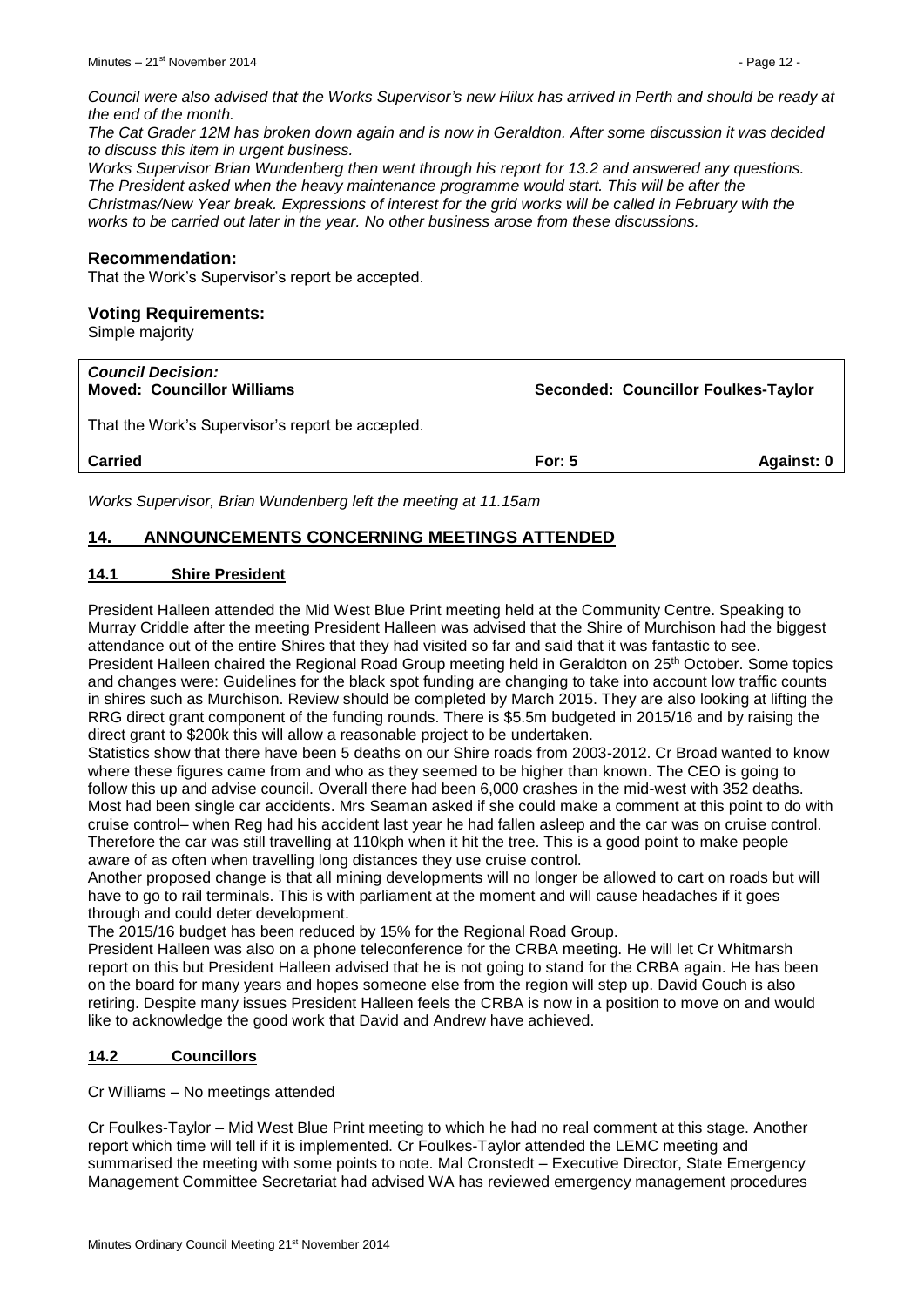*Council were also advised that the Works Supervisor's new Hilux has arrived in Perth and should be ready at the end of the month.*
*The Cat Grader 12M has broken down again and is now in Geraldton. After some discussion it was decided to discuss this item in urgent business.*
*Works Supervisor Brian Wundenberg then went through his report for 13.2 and answered any questions. The President asked when the heavy maintenance programme would start. This will be after the Christmas/New Year break. Expressions of interest for the grid works will be called in February with the works to be carried out later in the year. No other business arose from these discussions.*

### Recommendation:

That the Work's Supervisor's report be accepted.

### Voting Requirements:

Simple majority

| ***Council Decision:*** **Moved: Councillor Williams** | | **Seconded: Councillor Foulkes-Taylor** |
|---|---|---|
| That the Work's Supervisor's report be accepted. | | |
| **Carried** | **For: 5** | **Against: 0** |

*Works Supervisor, Brian Wundenberg left the meeting at 11.15am*

## 14. ANNOUNCEMENTS CONCERNING MEETINGS ATTENDED

### 14.1 Shire President

President Halleen attended the Mid West Blue Print meeting held at the Community Centre. Speaking to Murray Criddle after the meeting President Halleen was advised that the Shire of Murchison had the biggest attendance out of the entire Shires that they had visited so far and said that it was fantastic to see.
President Halleen chaired the Regional Road Group meeting held in Geraldton on 25th October. Some topics and changes were: Guidelines for the black spot funding are changing to take into account low traffic counts in shires such as Murchison. Review should be completed by March 2015. They are also looking at lifting the RRG direct grant component of the funding rounds. There is $5.5m budgeted in 2015/16 and by raising the direct grant to $200k this will allow a reasonable project to be undertaken.
Statistics show that there have been 5 deaths on our Shire roads from 2003-2012. Cr Broad wanted to know where these figures came from and who as they seemed to be higher than known. The CEO is going to follow this up and advise council. Overall there had been 6,000 crashes in the mid-west with 352 deaths. Most had been single car accidents. Mrs Seaman asked if she could make a comment at this point to do with cruise control– when Reg had his accident last year he had fallen asleep and the car was on cruise control. Therefore the car was still travelling at 110kph when it hit the tree. This is a good point to make people aware of as often when travelling long distances they use cruise control.
Another proposed change is that all mining developments will no longer be allowed to cart on roads but will have to go to rail terminals. This is with parliament at the moment and will cause headaches if it goes through and could deter development.
The 2015/16 budget has been reduced by 15% for the Regional Road Group.
President Halleen was also on a phone teleconference for the CRBA meeting. He will let Cr Whitmarsh report on this but President Halleen advised that he is not going to stand for the CRBA again. He has been on the board for many years and hopes someone else from the region will step up. David Gouch is also retiring. Despite many issues President Halleen feels the CRBA is now in a position to move on and would like to acknowledge the good work that David and Andrew have achieved.

### 14.2 Councillors

Cr Williams – No meetings attended

Cr Foulkes-Taylor – Mid West Blue Print meeting to which he had no real comment at this stage. Another report which time will tell if it is implemented. Cr Foulkes-Taylor attended the LEMC meeting and summarised the meeting with some points to note. Mal Cronstedt – Executive Director, State Emergency Management Committee Secretariat had advised WA has reviewed emergency management procedures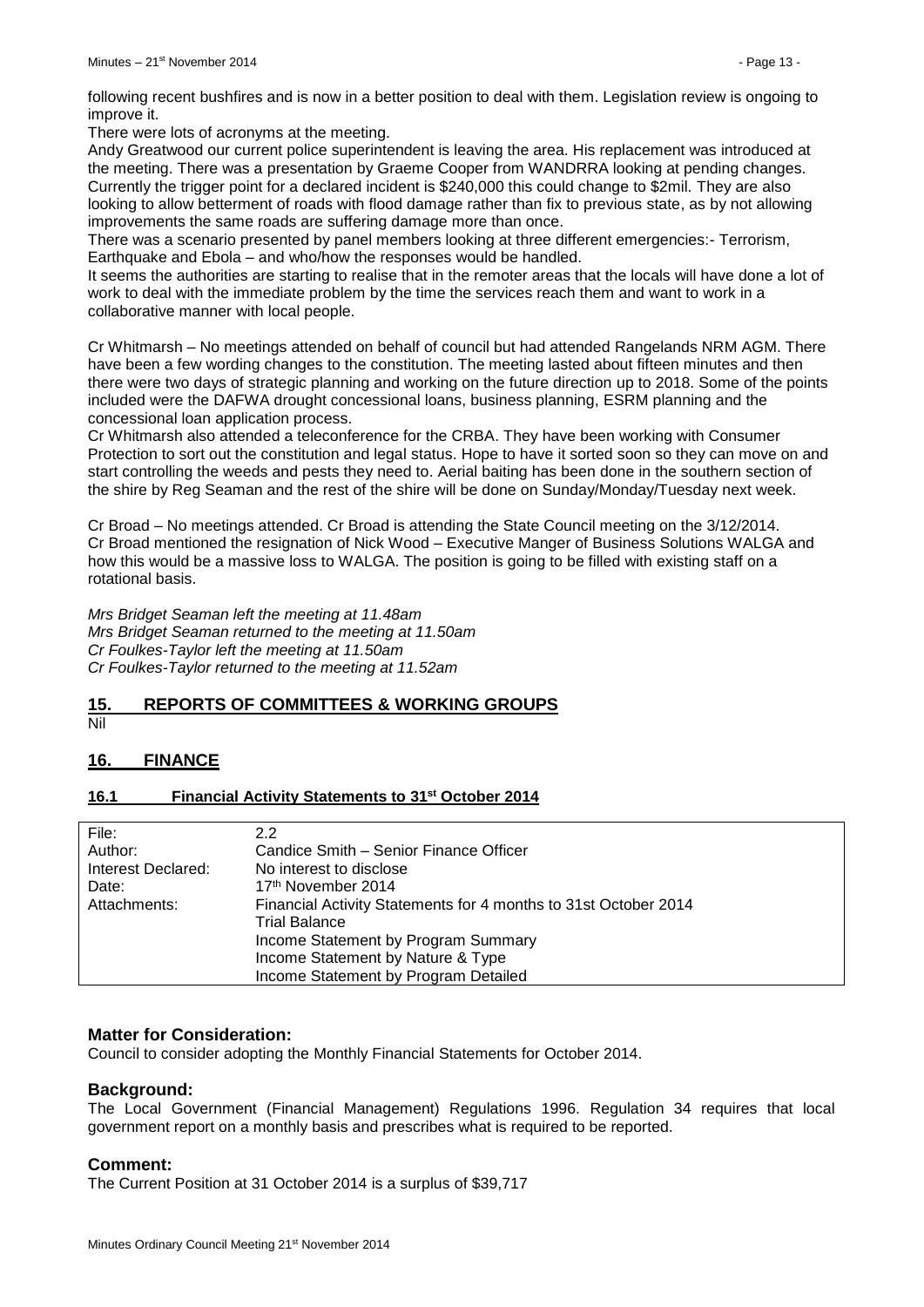following recent bushfires and is now in a better position to deal with them. Legislation review is ongoing to improve it.

There were lots of acronyms at the meeting.

Andy Greatwood our current police superintendent is leaving the area. His replacement was introduced at the meeting. There was a presentation by Graeme Cooper from WANDRRA looking at pending changes. Currently the trigger point for a declared incident is $240,000 this could change to $2mil. They are also looking to allow betterment of roads with flood damage rather than fix to previous state, as by not allowing improvements the same roads are suffering damage more than once.

There was a scenario presented by panel members looking at three different emergencies:- Terrorism, Earthquake and Ebola – and who/how the responses would be handled.

It seems the authorities are starting to realise that in the remoter areas that the locals will have done a lot of work to deal with the immediate problem by the time the services reach them and want to work in a collaborative manner with local people.

Cr Whitmarsh – No meetings attended on behalf of council but had attended Rangelands NRM AGM. There have been a few wording changes to the constitution. The meeting lasted about fifteen minutes and then there were two days of strategic planning and working on the future direction up to 2018. Some of the points included were the DAFWA drought concessional loans, business planning, ESRM planning and the concessional loan application process.

Cr Whitmarsh also attended a teleconference for the CRBA. They have been working with Consumer Protection to sort out the constitution and legal status. Hope to have it sorted soon so they can move on and start controlling the weeds and pests they need to. Aerial baiting has been done in the southern section of the shire by Reg Seaman and the rest of the shire will be done on Sunday/Monday/Tuesday next week.

Cr Broad – No meetings attended. Cr Broad is attending the State Council meeting on the 3/12/2014. Cr Broad mentioned the resignation of Nick Wood – Executive Manger of Business Solutions WALGA and how this would be a massive loss to WALGA. The position is going to be filled with existing staff on a rotational basis.

*Mrs Bridget Seaman left the meeting at 11.48am*
*Mrs Bridget Seaman returned to the meeting at 11.50am*
*Cr Foulkes-Taylor left the meeting at 11.50am*
*Cr Foulkes-Taylor returned to the meeting at 11.52am*

## 15. REPORTS OF COMMITTEES & WORKING GROUPS

Nil

## 16. FINANCE

### 16.1 Financial Activity Statements to 31st October 2014

| | |
|---|---|
| File: | 2.2 |
| Author: | Candice Smith – Senior Finance Officer |
| Interest Declared: | No interest to disclose |
| Date: | 17th November 2014 |
| Attachments: | Financial Activity Statements for 4 months to 31st October 2014<br>Trial Balance<br>Income Statement by Program Summary<br>Income Statement by Nature & Type<br>Income Statement by Program Detailed |

#### Matter for Consideration:

Council to consider adopting the Monthly Financial Statements for October 2014.

#### Background:

The Local Government (Financial Management) Regulations 1996. Regulation 34 requires that local government report on a monthly basis and prescribes what is required to be reported.

#### Comment:

The Current Position at 31 October 2014 is a surplus of $39,717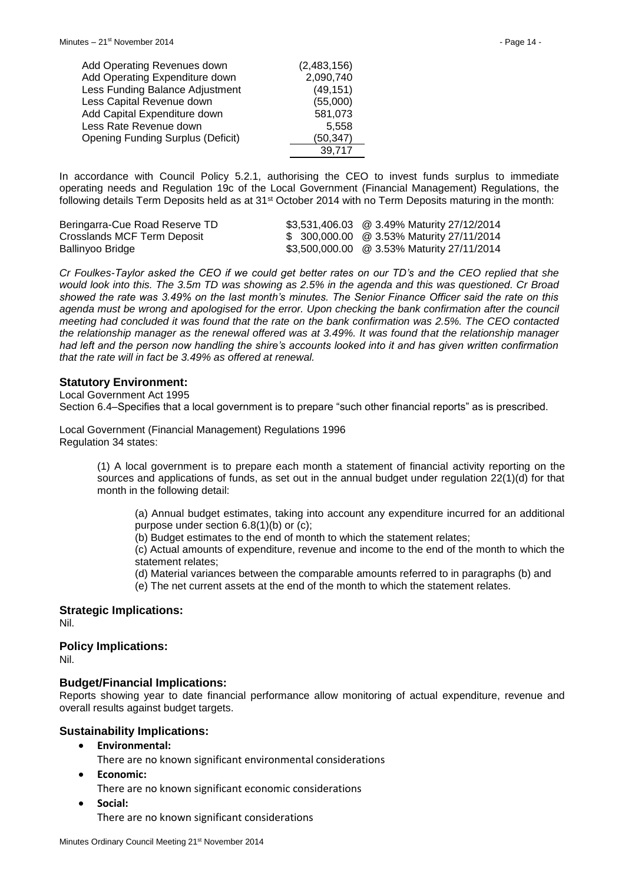| | |
|---|---|
| Add Operating Revenues down | (2,483,156) |
| Add Operating Expenditure down | 2,090,740 |
| Less Funding Balance Adjustment | (49,151) |
| Less Capital Revenue down | (55,000) |
| Add Capital Expenditure down | 581,073 |
| Less Rate Revenue down | 5,558 |
| Opening Funding Surplus (Deficit) | (50,347) |
| | 39,717 |

In accordance with Council Policy 5.2.1, authorising the CEO to invest funds surplus to immediate operating needs and Regulation 19c of the Local Government (Financial Management) Regulations, the following details Term Deposits held as at 31st October 2014 with no Term Deposits maturing in the month:

| | | |
|---|---|---|
| Beringarra-Cue Road Reserve TD | $3,531,406.03 | @ 3.49% Maturity 27/12/2014 |
| Crosslands MCF Term Deposit | $ 300,000.00 | @ 3.53% Maturity 27/11/2014 |
| Ballinyoo Bridge | $3,500,000.00 | @ 3.53% Maturity 27/11/2014 |

*Cr Foulkes-Taylor asked the CEO if we could get better rates on our TD's and the CEO replied that she would look into this. The 3.5m TD was showing as 2.5% in the agenda and this was questioned. Cr Broad showed the rate was 3.49% on the last month's minutes. The Senior Finance Officer said the rate on this agenda must be wrong and apologised for the error. Upon checking the bank confirmation after the council meeting had concluded it was found that the rate on the bank confirmation was 2.5%. The CEO contacted the relationship manager as the renewal offered was at 3.49%. It was found that the relationship manager had left and the person now handling the shire's accounts looked into it and has given written confirmation that the rate will in fact be 3.49% as offered at renewal.*

### Statutory Environment:

Local Government Act 1995

Section 6.4–Specifies that a local government is to prepare "such other financial reports" as is prescribed.

Local Government (Financial Management) Regulations 1996

Regulation 34 states:

> (1) A local government is to prepare each month a statement of financial activity reporting on the sources and applications of funds, as set out in the annual budget under regulation 22(1)(d) for that month in the following detail:
>
> > (a) Annual budget estimates, taking into account any expenditure incurred for an additional purpose under section 6.8(1)(b) or (c);
> >
> > (b) Budget estimates to the end of month to which the statement relates;
> >
> > (c) Actual amounts of expenditure, revenue and income to the end of the month to which the statement relates;
> >
> > (d) Material variances between the comparable amounts referred to in paragraphs (b) and
> >
> > (e) The net current assets at the end of the month to which the statement relates.

### Strategic Implications:

Nil.

### Policy Implications:

Nil.

### Budget/Financial Implications:

Reports showing year to date financial performance allow monitoring of actual expenditure, revenue and overall results against budget targets.

### Sustainability Implications:

- **Environmental:**
  There are no known significant environmental considerations
- **Economic:**
  There are no known significant economic considerations
- **Social:**
  There are no known significant considerations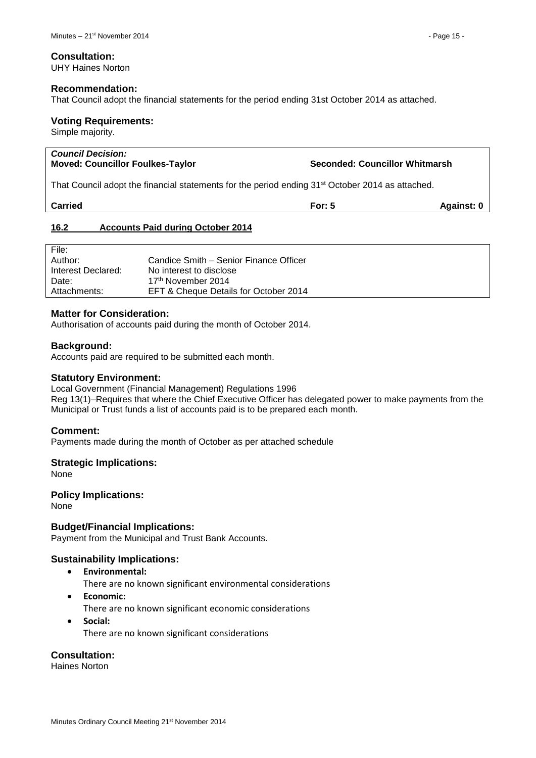### Consultation:

UHY Haines Norton

### Recommendation:

That Council adopt the financial statements for the period ending 31st October 2014 as attached.

### Voting Requirements:

Simple majority.

| ***Council Decision:*** | | |
|---|---|---|
| **Moved: Councillor Foulkes-Taylor** | **Seconded: Councillor Whitmarsh** | |
| That Council adopt the financial statements for the period ending 31st October 2014 as attached. | | |
| **Carried** | **For: 5** | **Against: 0** |

## 16.2 Accounts Paid during October 2014

| | |
|---|---|
| File: | |
| Author: | Candice Smith – Senior Finance Officer |
| Interest Declared: | No interest to disclose |
| Date: | 17th November 2014 |
| Attachments: | EFT & Cheque Details for October 2014 |

### Matter for Consideration:

Authorisation of accounts paid during the month of October 2014.

### Background:

Accounts paid are required to be submitted each month.

### Statutory Environment:

Local Government (Financial Management) Regulations 1996
Reg 13(1)–Requires that where the Chief Executive Officer has delegated power to make payments from the Municipal or Trust funds a list of accounts paid is to be prepared each month.

### Comment:

Payments made during the month of October as per attached schedule

### Strategic Implications:

None

### Policy Implications:

None

### Budget/Financial Implications:

Payment from the Municipal and Trust Bank Accounts.

### Sustainability Implications:

- **Environmental:**
  There are no known significant environmental considerations
- **Economic:**
  There are no known significant economic considerations
- **Social:**
  There are no known significant considerations

### Consultation:

Haines Norton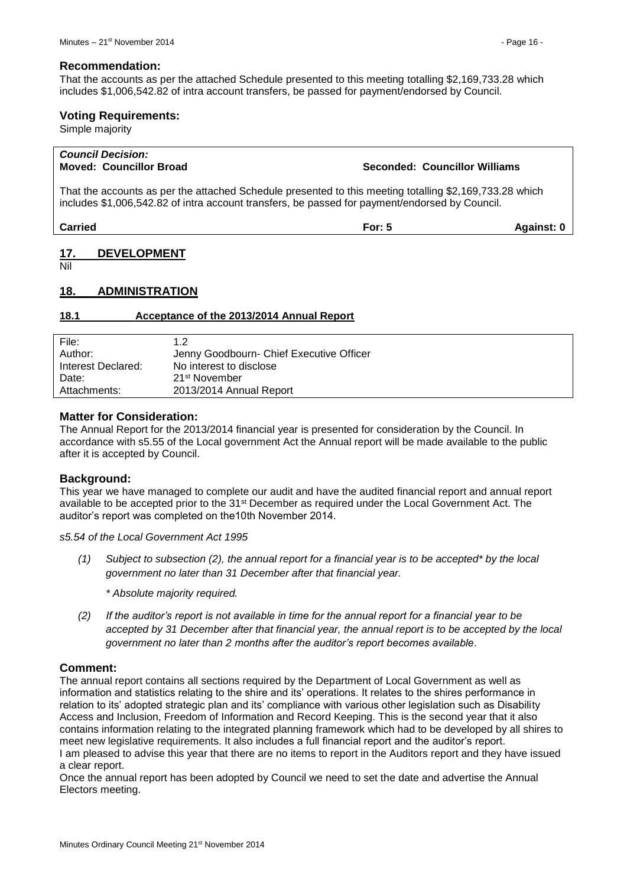### Recommendation:

That the accounts as per the attached Schedule presented to this meeting totalling $2,169,733.28 which includes $1,006,542.82 of intra account transfers, be passed for payment/endorsed by Council.

### Voting Requirements:

Simple majority

***Council Decision:***
**Moved: Councillor Broad** **Seconded: Councillor Williams**

That the accounts as per the attached Schedule presented to this meeting totalling $2,169,733.28 which includes $1,006,542.82 of intra account transfers, be passed for payment/endorsed by Council.

**Carried** **For: 5** **Against: 0**

## 17. DEVELOPMENT

Nil

## 18. ADMINISTRATION

### 18.1 Acceptance of the 2013/2014 Annual Report

| | |
|---|---|
| File: | 1.2 |
| Author: | Jenny Goodbourn- Chief Executive Officer |
| Interest Declared: | No interest to disclose |
| Date: | 21st November |
| Attachments: | 2013/2014 Annual Report |

### Matter for Consideration:

The Annual Report for the 2013/2014 financial year is presented for consideration by the Council. In accordance with s5.55 of the Local government Act the Annual report will be made available to the public after it is accepted by Council.

### Background:

This year we have managed to complete our audit and have the audited financial report and annual report available to be accepted prior to the 31st December as required under the Local Government Act. The auditor's report was completed on the10th November 2014.

*s5.54 of the Local Government Act 1995*

*(1) Subject to subsection (2), the annual report for a financial year is to be accepted\* by the local government no later than 31 December after that financial year.*

*\* Absolute majority required.*

*(2) If the auditor's report is not available in time for the annual report for a financial year to be accepted by 31 December after that financial year, the annual report is to be accepted by the local government no later than 2 months after the auditor's report becomes available.*

### Comment:

The annual report contains all sections required by the Department of Local Government as well as information and statistics relating to the shire and its' operations. It relates to the shires performance in relation to its' adopted strategic plan and its' compliance with various other legislation such as Disability Access and Inclusion, Freedom of Information and Record Keeping. This is the second year that it also contains information relating to the integrated planning framework which had to be developed by all shires to meet new legislative requirements. It also includes a full financial report and the auditor's report.
I am pleased to advise this year that there are no items to report in the Auditors report and they have issued a clear report.
Once the annual report has been adopted by Council we need to set the date and advertise the Annual Electors meeting.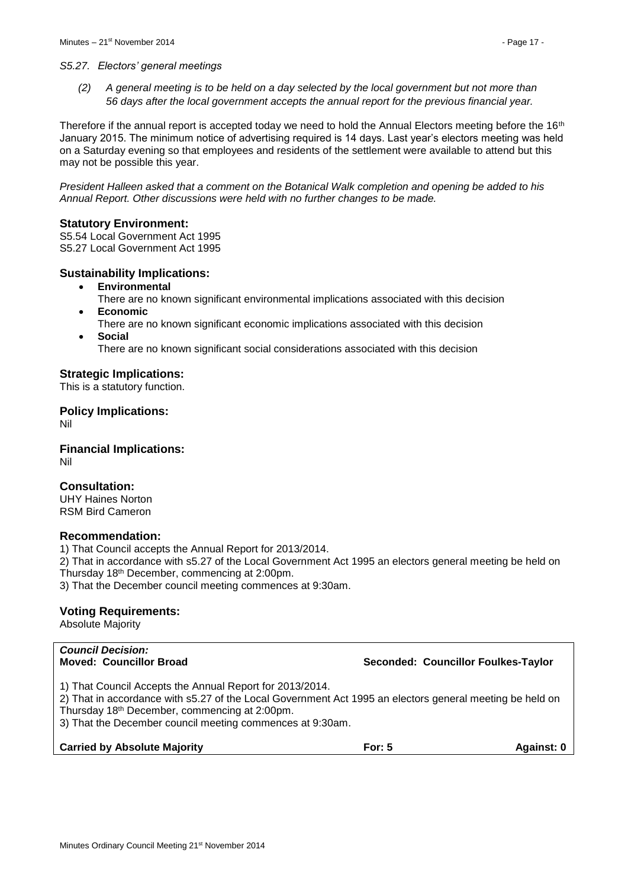*S5.27. Electors' general meetings*

*(2) A general meeting is to be held on a day selected by the local government but not more than 56 days after the local government accepts the annual report for the previous financial year.*

Therefore if the annual report is accepted today we need to hold the Annual Electors meeting before the 16th January 2015. The minimum notice of advertising required is 14 days. Last year's electors meeting was held on a Saturday evening so that employees and residents of the settlement were available to attend but this may not be possible this year.

*President Halleen asked that a comment on the Botanical Walk completion and opening be added to his Annual Report. Other discussions were held with no further changes to be made.*

## Statutory Environment:

S5.54 Local Government Act 1995
S5.27 Local Government Act 1995

## Sustainability Implications:

- **Environmental**
  There are no known significant environmental implications associated with this decision
- **Economic**
  There are no known significant economic implications associated with this decision
- **Social**
  There are no known significant social considerations associated with this decision

## Strategic Implications:

This is a statutory function.

## Policy Implications:

Nil

## Financial Implications:

Nil

## Consultation:

UHY Haines Norton
RSM Bird Cameron

## Recommendation:

1) That Council accepts the Annual Report for 2013/2014.
2) That in accordance with s5.27 of the Local Government Act 1995 an electors general meeting be held on Thursday 18th December, commencing at 2:00pm.
3) That the December council meeting commences at 9:30am.

## Voting Requirements:

Absolute Majority

***Council Decision:***

**Moved: Councillor Broad** | **Seconded: Councillor Foulkes-Taylor**

1) That Council Accepts the Annual Report for 2013/2014.
2) That in accordance with s5.27 of the Local Government Act 1995 an electors general meeting be held on Thursday 18th December, commencing at 2:00pm.
3) That the December council meeting commences at 9:30am.

**Carried by Absolute Majority** | **For: 5** | **Against: 0**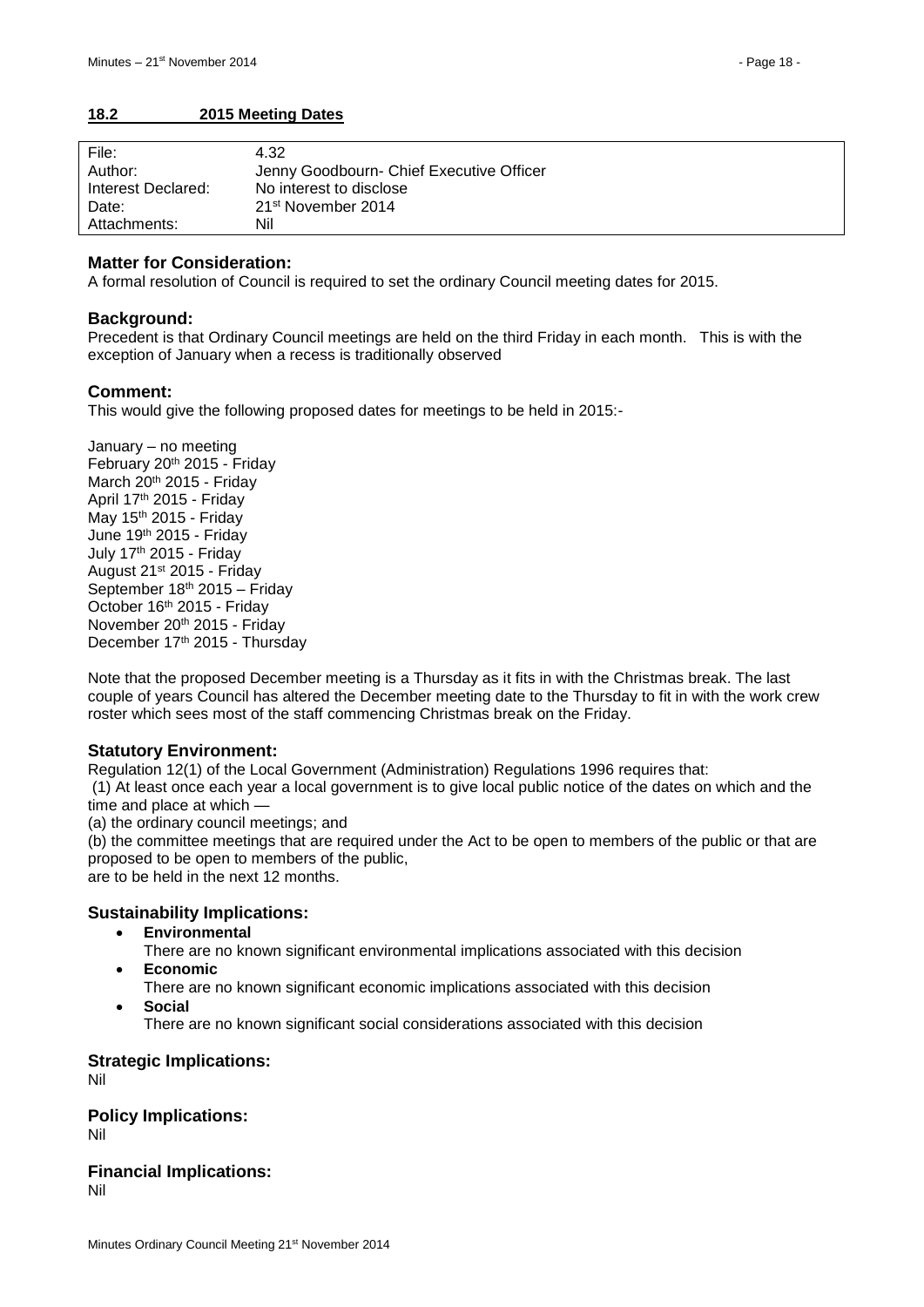## 18.2 2015 Meeting Dates

| File: | 4.32 |
|---|---|
| Author: | Jenny Goodbourn- Chief Executive Officer |
| Interest Declared: | No interest to disclose |
| Date: | 21st November 2014 |
| Attachments: | Nil |

### Matter for Consideration:

A formal resolution of Council is required to set the ordinary Council meeting dates for 2015.

### Background:

Precedent is that Ordinary Council meetings are held on the third Friday in each month. This is with the exception of January when a recess is traditionally observed

### Comment:

This would give the following proposed dates for meetings to be held in 2015:-

January – no meeting
February 20th 2015 - Friday
March 20th 2015 - Friday
April 17th 2015 - Friday
May 15th 2015 - Friday
June 19th 2015 - Friday
July 17th 2015 - Friday
August 21st 2015 - Friday
September 18th 2015 – Friday
October 16th 2015 - Friday
November 20th 2015 - Friday
December 17th 2015 - Thursday

Note that the proposed December meeting is a Thursday as it fits in with the Christmas break. The last couple of years Council has altered the December meeting date to the Thursday to fit in with the work crew roster which sees most of the staff commencing Christmas break on the Friday.

### Statutory Environment:

Regulation 12(1) of the Local Government (Administration) Regulations 1996 requires that:

(1) At least once each year a local government is to give local public notice of the dates on which and the time and place at which —

(a) the ordinary council meetings; and

(b) the committee meetings that are required under the Act to be open to members of the public or that are proposed to be open to members of the public,

are to be held in the next 12 months.

### Sustainability Implications:

- **Environmental**
  There are no known significant environmental implications associated with this decision
- **Economic**
  There are no known significant economic implications associated with this decision
- **Social**
  There are no known significant social considerations associated with this decision

### Strategic Implications:

Nil

### Policy Implications:

Nil

### Financial Implications:

Nil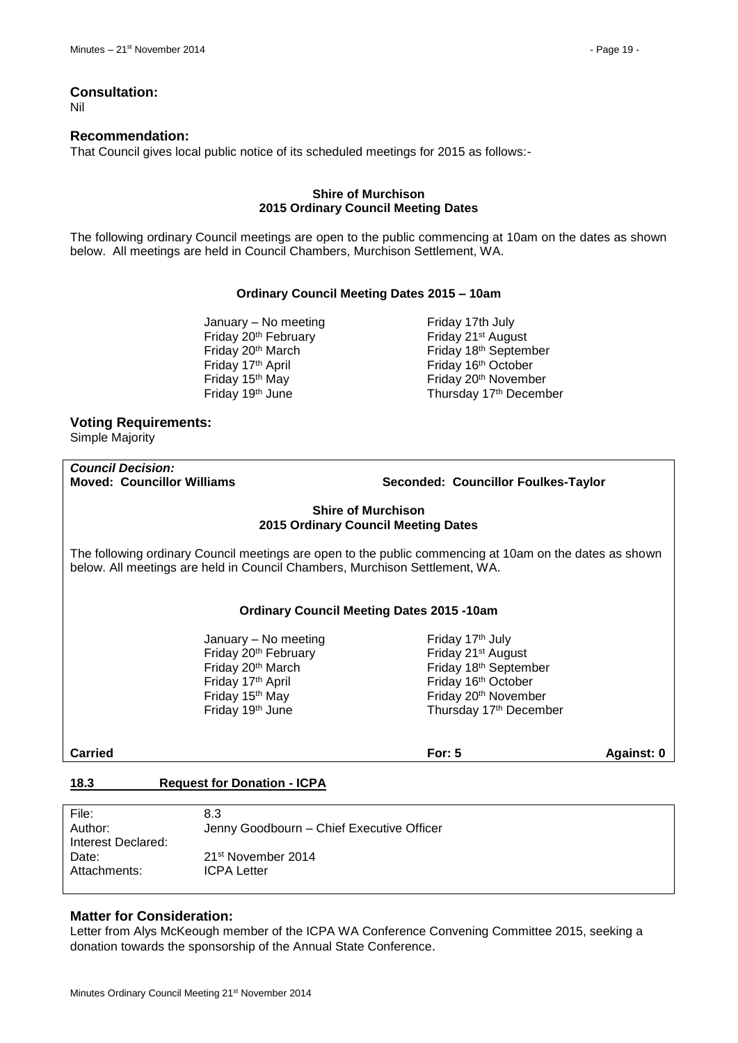**Consultation:**
Nil

**Recommendation:**
That Council gives local public notice of its scheduled meetings for 2015 as follows:-

**Shire of Murchison**
**2015 Ordinary Council Meeting Dates**

The following ordinary Council meetings are open to the public commencing at 10am on the dates as shown below. All meetings are held in Council Chambers, Murchison Settlement, WA.

**Ordinary Council Meeting Dates 2015 – 10am**

| | |
|---|---|
| January – No meeting | Friday 17th July |
| Friday 20th February | Friday 21st August |
| Friday 20th March | Friday 18th September |
| Friday 17th April | Friday 16th October |
| Friday 15th May | Friday 20th November |
| Friday 19th June | Thursday 17th December |

**Voting Requirements:**
Simple Majority

***Council Decision:***
**Moved: Councillor Williams** **Seconded: Councillor Foulkes-Taylor**

**Shire of Murchison**
**2015 Ordinary Council Meeting Dates**

The following ordinary Council meetings are open to the public commencing at 10am on the dates as shown below. All meetings are held in Council Chambers, Murchison Settlement, WA.

**Ordinary Council Meeting Dates 2015 -10am**

| | |
|---|---|
| January – No meeting | Friday 17th July |
| Friday 20th February | Friday 21st August |
| Friday 20th March | Friday 18th September |
| Friday 17th April | Friday 16th October |
| Friday 15th May | Friday 20th November |
| Friday 19th June | Thursday 17th December |

**Carried** **For: 5** **Against: 0**

## 18.3 Request for Donation - ICPA

| | |
|---|---|
| File: | 8.3 |
| Author: | Jenny Goodbourn – Chief Executive Officer |
| Interest Declared: | |
| Date: | 21st November 2014 |
| Attachments: | ICPA Letter |

**Matter for Consideration:**
Letter from Alys McKeough member of the ICPA WA Conference Convening Committee 2015, seeking a donation towards the sponsorship of the Annual State Conference.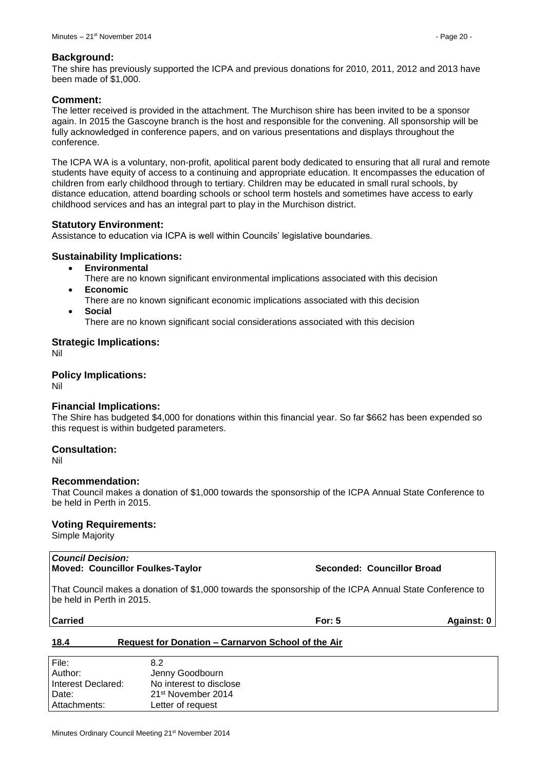### Background:

The shire has previously supported the ICPA and previous donations for 2010, 2011, 2012 and 2013 have been made of $1,000.

### Comment:

The letter received is provided in the attachment. The Murchison shire has been invited to be a sponsor again. In 2015 the Gascoyne branch is the host and responsible for the convening. All sponsorship will be fully acknowledged in conference papers, and on various presentations and displays throughout the conference.

The ICPA WA is a voluntary, non-profit, apolitical parent body dedicated to ensuring that all rural and remote students have equity of access to a continuing and appropriate education. It encompasses the education of children from early childhood through to tertiary. Children may be educated in small rural schools, by distance education, attend boarding schools or school term hostels and sometimes have access to early childhood services and has an integral part to play in the Murchison district.

### Statutory Environment:

Assistance to education via ICPA is well within Councils' legislative boundaries.

### Sustainability Implications:

- **Environmental**
  There are no known significant environmental implications associated with this decision
- **Economic**
  There are no known significant economic implications associated with this decision
- **Social**
  There are no known significant social considerations associated with this decision

### Strategic Implications:

Nil

### Policy Implications:

Nil

### Financial Implications:

The Shire has budgeted $4,000 for donations within this financial year. So far $662 has been expended so this request is within budgeted parameters.

### Consultation:

Nil

### Recommendation:

That Council makes a donation of $1,000 towards the sponsorship of the ICPA Annual State Conference to be held in Perth in 2015.

### Voting Requirements:

Simple Majority

***Council Decision:***
**Moved: Councillor Foulkes-Taylor** **Seconded: Councillor Broad**

That Council makes a donation of $1,000 towards the sponsorship of the ICPA Annual State Conference to be held in Perth in 2015.

**Carried** **For: 5** **Against: 0**

## 18.4 Request for Donation – Carnarvon School of the Air

| | |
|---|---|
| File: | 8.2 |
| Author: | Jenny Goodbourn |
| Interest Declared: | No interest to disclose |
| Date: | 21st November 2014 |
| Attachments: | Letter of request |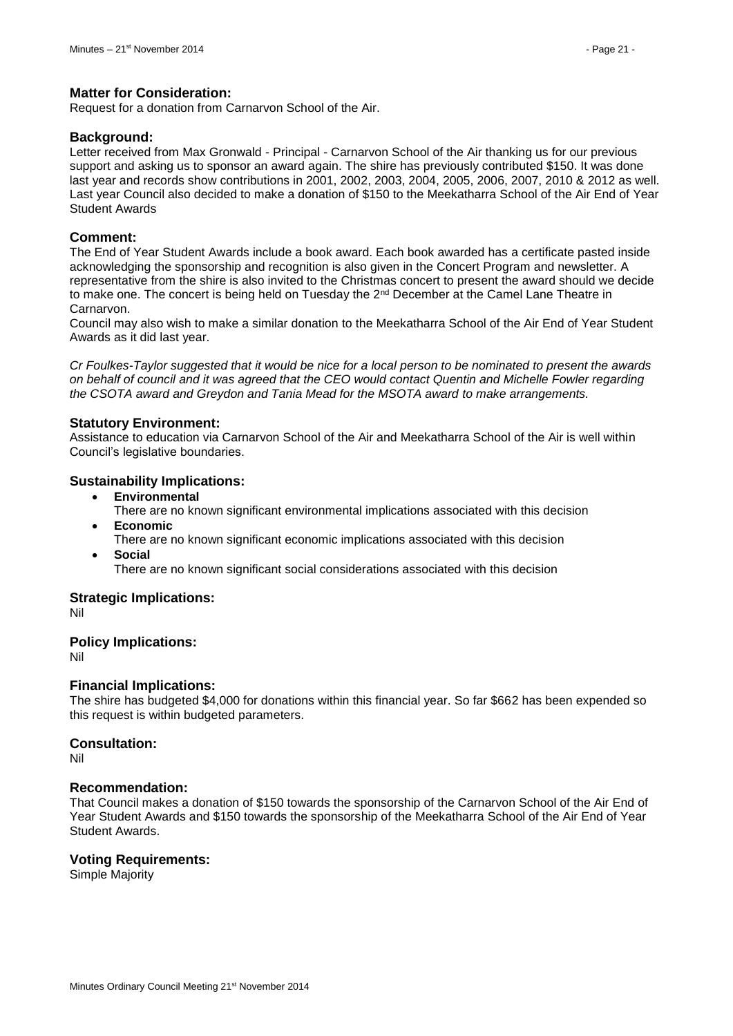### Matter for Consideration:

Request for a donation from Carnarvon School of the Air.

### Background:

Letter received from Max Gronwald - Principal - Carnarvon School of the Air thanking us for our previous support and asking us to sponsor an award again. The shire has previously contributed $150. It was done last year and records show contributions in 2001, 2002, 2003, 2004, 2005, 2006, 2007, 2010 & 2012 as well. Last year Council also decided to make a donation of $150 to the Meekatharra School of the Air End of Year Student Awards

### Comment:

The End of Year Student Awards include a book award. Each book awarded has a certificate pasted inside acknowledging the sponsorship and recognition is also given in the Concert Program and newsletter. A representative from the shire is also invited to the Christmas concert to present the award should we decide to make one. The concert is being held on Tuesday the 2nd December at the Camel Lane Theatre in Carnarvon.

Council may also wish to make a similar donation to the Meekatharra School of the Air End of Year Student Awards as it did last year.

*Cr Foulkes-Taylor suggested that it would be nice for a local person to be nominated to present the awards on behalf of council and it was agreed that the CEO would contact Quentin and Michelle Fowler regarding the CSOTA award and Greydon and Tania Mead for the MSOTA award to make arrangements.*

### Statutory Environment:

Assistance to education via Carnarvon School of the Air and Meekatharra School of the Air is well within Council's legislative boundaries.

### Sustainability Implications:

- **Environmental**
  There are no known significant environmental implications associated with this decision
- **Economic**
  There are no known significant economic implications associated with this decision
- **Social**
  There are no known significant social considerations associated with this decision

### Strategic Implications:

Nil

### Policy Implications:

Nil

### Financial Implications:

The shire has budgeted $4,000 for donations within this financial year. So far $662 has been expended so this request is within budgeted parameters.

### Consultation:

Nil

### Recommendation:

That Council makes a donation of $150 towards the sponsorship of the Carnarvon School of the Air End of Year Student Awards and $150 towards the sponsorship of the Meekatharra School of the Air End of Year Student Awards.

### Voting Requirements:

Simple Majority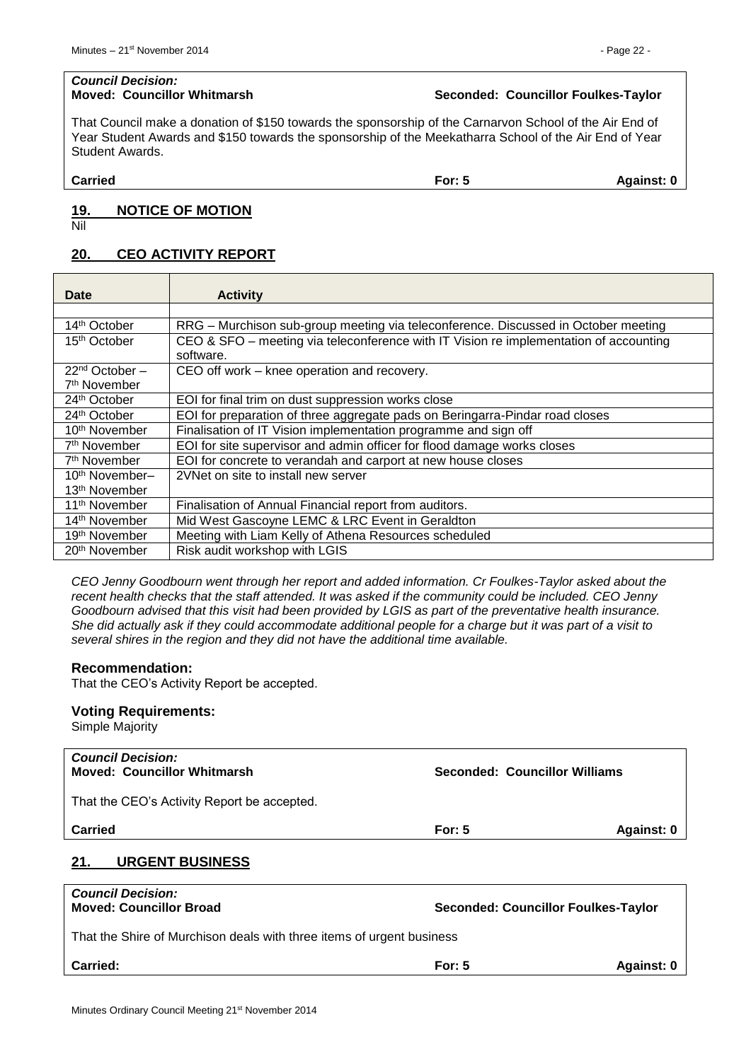*Council Decision:*
**Moved: Councillor Whitmarsh** **Seconded: Councillor Foulkes-Taylor**

That Council make a donation of $150 towards the sponsorship of the Carnarvon School of the Air End of Year Student Awards and $150 towards the sponsorship of the Meekatharra School of the Air End of Year Student Awards.

**Carried** **For: 5** **Against: 0**

## 19. NOTICE OF MOTION

Nil

## 20. CEO ACTIVITY REPORT

| Date | Activity |
|---|---|
| | |
| 14th October | RRG – Murchison sub-group meeting via teleconference. Discussed in October meeting |
| 15th October | CEO & SFO – meeting via teleconference with IT Vision re implementation of accounting software. |
| 22nd October – 7th November | CEO off work – knee operation and recovery. |
| 24th October | EOI for final trim on dust suppression works close |
| 24th October | EOI for preparation of three aggregate pads on Beringarra-Pindar road closes |
| 10th November | Finalisation of IT Vision implementation programme and sign off |
| 7th November | EOI for site supervisor and admin officer for flood damage works closes |
| 7th November | EOI for concrete to verandah and carport at new house closes |
| 10th November– 13th November | 2VNet on site to install new server |
| 11th November | Finalisation of Annual Financial report from auditors. |
| 14th November | Mid West Gascoyne LEMC & LRC Event in Geraldton |
| 19th November | Meeting with Liam Kelly of Athena Resources scheduled |
| 20th November | Risk audit workshop with LGIS |

*CEO Jenny Goodbourn went through her report and added information. Cr Foulkes-Taylor asked about the recent health checks that the staff attended. It was asked if the community could be included. CEO Jenny Goodbourn advised that this visit had been provided by LGIS as part of the preventative health insurance. She did actually ask if they could accommodate additional people for a charge but it was part of a visit to several shires in the region and they did not have the additional time available.*

### Recommendation:

That the CEO's Activity Report be accepted.

### Voting Requirements:

Simple Majority

*Council Decision:*
**Moved: Councillor Whitmarsh** **Seconded: Councillor Williams**

That the CEO's Activity Report be accepted.

**Carried** **For: 5** **Against: 0**

## 21. URGENT BUSINESS

*Council Decision:*
**Moved: Councillor Broad** **Seconded: Councillor Foulkes-Taylor**

That the Shire of Murchison deals with three items of urgent business

**Carried:** **For: 5** **Against: 0**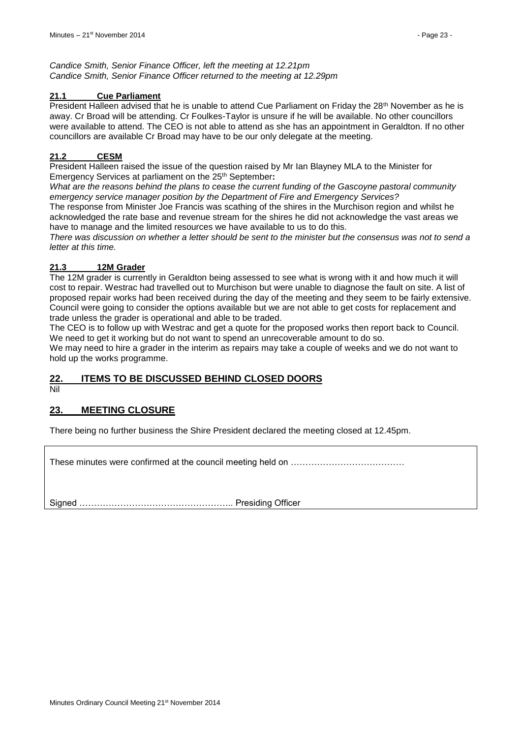*Candice Smith, Senior Finance Officer, left the meeting at 12.21pm*
*Candice Smith, Senior Finance Officer returned to the meeting at 12.29pm*

### 21.1 Cue Parliament

President Halleen advised that he is unable to attend Cue Parliament on Friday the 28th November as he is away. Cr Broad will be attending. Cr Foulkes-Taylor is unsure if he will be available. No other councillors were available to attend. The CEO is not able to attend as she has an appointment in Geraldton. If no other councillors are available Cr Broad may have to be our only delegate at the meeting.

### 21.2 CESM

President Halleen raised the issue of the question raised by Mr Ian Blayney MLA to the Minister for Emergency Services at parliament on the 25th September**:**

*What are the reasons behind the plans to cease the current funding of the Gascoyne pastoral community emergency service manager position by the Department of Fire and Emergency Services?*

The response from Minister Joe Francis was scathing of the shires in the Murchison region and whilst he acknowledged the rate base and revenue stream for the shires he did not acknowledge the vast areas we have to manage and the limited resources we have available to us to do this.

*There was discussion on whether a letter should be sent to the minister but the consensus was not to send a letter at this time.*

### 21.3 12M Grader

The 12M grader is currently in Geraldton being assessed to see what is wrong with it and how much it will cost to repair. Westrac had travelled out to Murchison but were unable to diagnose the fault on site. A list of proposed repair works had been received during the day of the meeting and they seem to be fairly extensive. Council were going to consider the options available but we are not able to get costs for replacement and trade unless the grader is operational and able to be traded.

The CEO is to follow up with Westrac and get a quote for the proposed works then report back to Council. We need to get it working but do not want to spend an unrecoverable amount to do so.

We may need to hire a grader in the interim as repairs may take a couple of weeks and we do not want to hold up the works programme.

## 22. ITEMS TO BE DISCUSSED BEHIND CLOSED DOORS

Nil

## 23. MEETING CLOSURE

There being no further business the Shire President declared the meeting closed at 12.45pm.

These minutes were confirmed at the council meeting held on …………………………………

Signed …………………………………………….. Presiding Officer